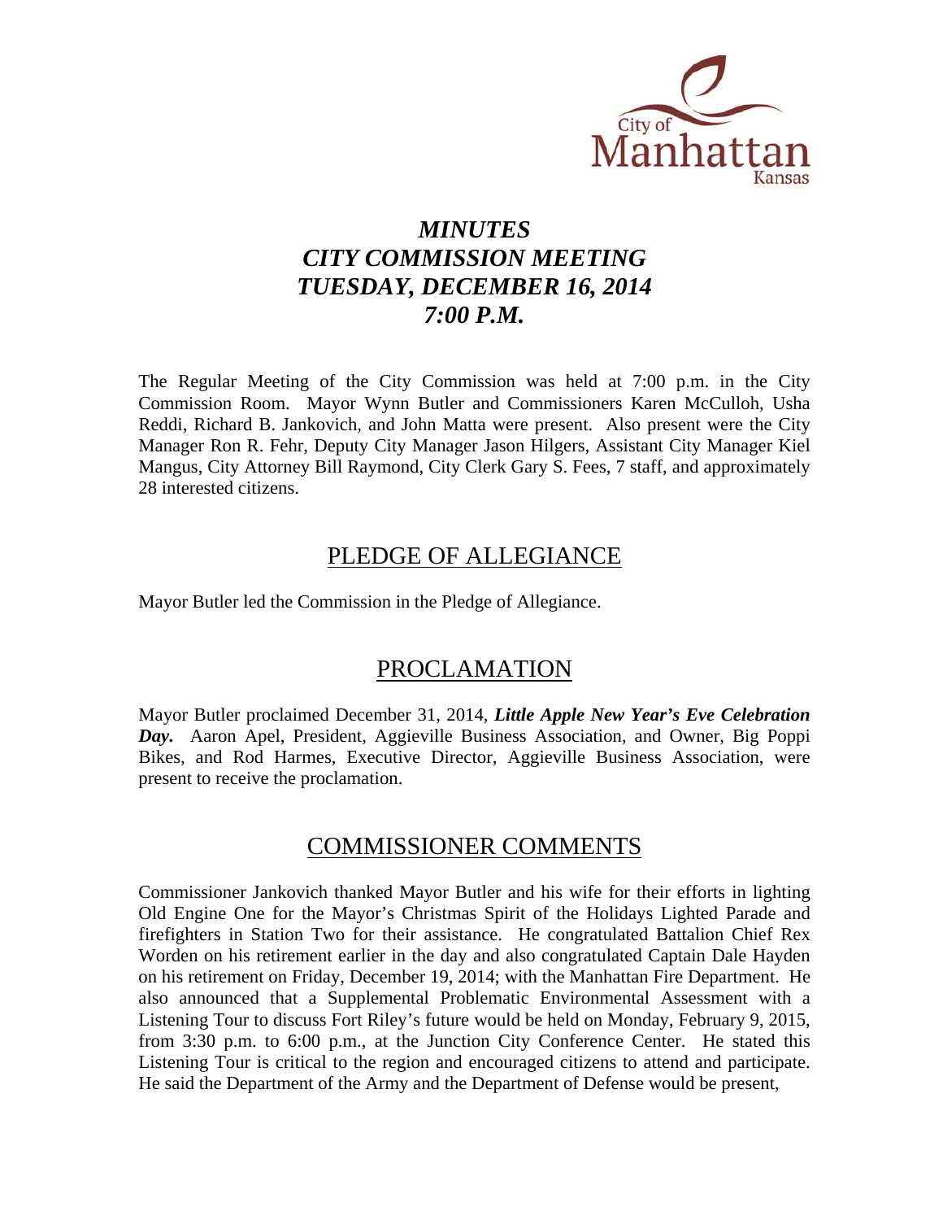City of Manhattan Kansas

# *MINUTES*
# *CITY COMMISSION MEETING*
# *TUESDAY, DECEMBER 16, 2014*
# *7:00 P.M.*

The Regular Meeting of the City Commission was held at 7:00 p.m. in the City Commission Room. Mayor Wynn Butler and Commissioners Karen McCulloh, Usha Reddi, Richard B. Jankovich, and John Matta were present. Also present were the City Manager Ron R. Fehr, Deputy City Manager Jason Hilgers, Assistant City Manager Kiel Mangus, City Attorney Bill Raymond, City Clerk Gary S. Fees, 7 staff, and approximately 28 interested citizens.

## PLEDGE OF ALLEGIANCE

Mayor Butler led the Commission in the Pledge of Allegiance.

## PROCLAMATION

Mayor Butler proclaimed December 31, 2014, ***Little Apple New Year's Eve Celebration Day.*** Aaron Apel, President, Aggieville Business Association, and Owner, Big Poppi Bikes, and Rod Harmes, Executive Director, Aggieville Business Association, were present to receive the proclamation.

## COMMISSIONER COMMENTS

Commissioner Jankovich thanked Mayor Butler and his wife for their efforts in lighting Old Engine One for the Mayor's Christmas Spirit of the Holidays Lighted Parade and firefighters in Station Two for their assistance. He congratulated Battalion Chief Rex Worden on his retirement earlier in the day and also congratulated Captain Dale Hayden on his retirement on Friday, December 19, 2014; with the Manhattan Fire Department. He also announced that a Supplemental Problematic Environmental Assessment with a Listening Tour to discuss Fort Riley's future would be held on Monday, February 9, 2015, from 3:30 p.m. to 6:00 p.m., at the Junction City Conference Center. He stated this Listening Tour is critical to the region and encouraged citizens to attend and participate. He said the Department of the Army and the Department of Defense would be present,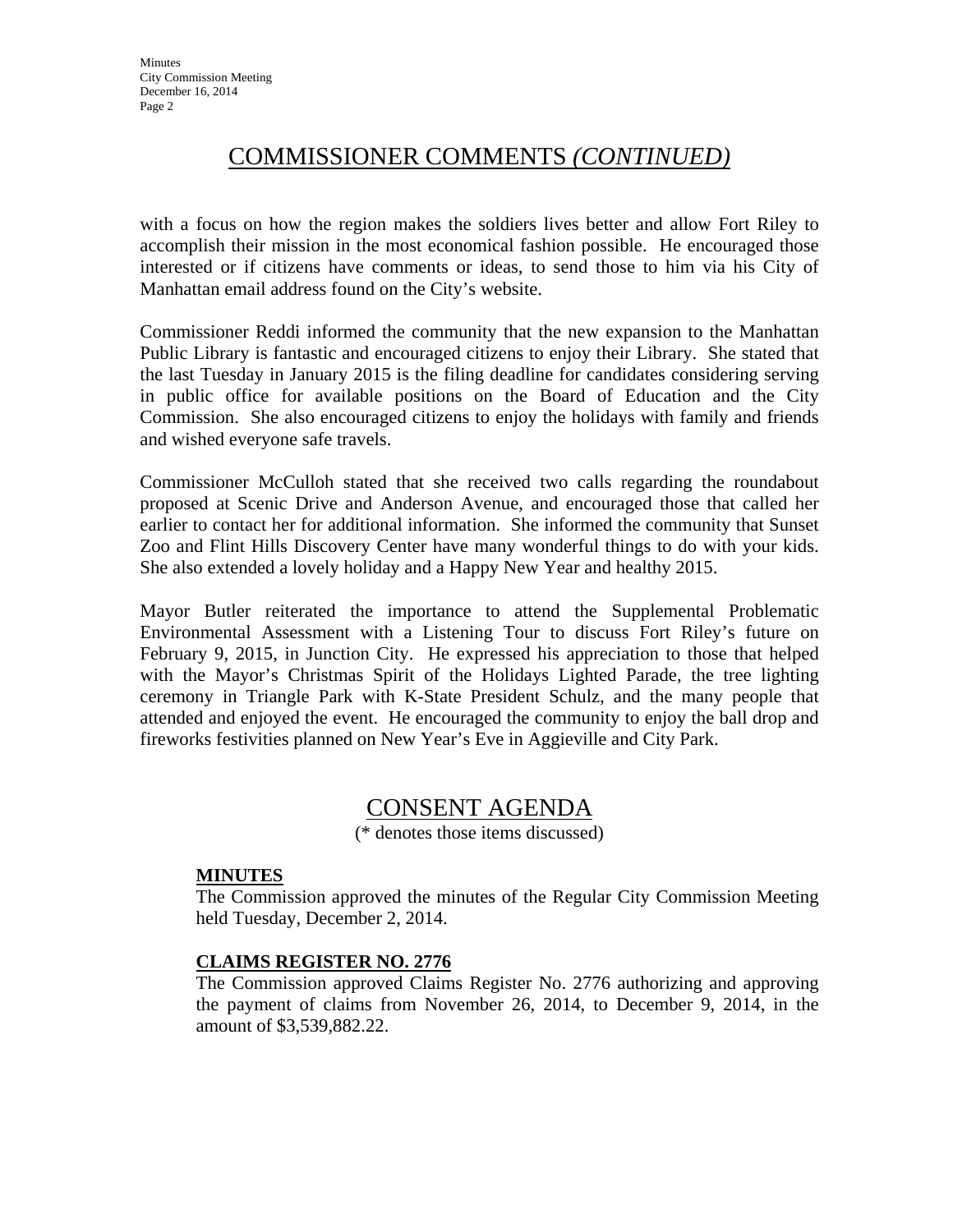## COMMISSIONER COMMENTS *(CONTINUED)*

with a focus on how the region makes the soldiers lives better and allow Fort Riley to accomplish their mission in the most economical fashion possible. He encouraged those interested or if citizens have comments or ideas, to send those to him via his City of Manhattan email address found on the City's website.

Commissioner Reddi informed the community that the new expansion to the Manhattan Public Library is fantastic and encouraged citizens to enjoy their Library. She stated that the last Tuesday in January 2015 is the filing deadline for candidates considering serving in public office for available positions on the Board of Education and the City Commission. She also encouraged citizens to enjoy the holidays with family and friends and wished everyone safe travels.

Commissioner McCulloh stated that she received two calls regarding the roundabout proposed at Scenic Drive and Anderson Avenue, and encouraged those that called her earlier to contact her for additional information. She informed the community that Sunset Zoo and Flint Hills Discovery Center have many wonderful things to do with your kids. She also extended a lovely holiday and a Happy New Year and healthy 2015.

Mayor Butler reiterated the importance to attend the Supplemental Problematic Environmental Assessment with a Listening Tour to discuss Fort Riley's future on February 9, 2015, in Junction City. He expressed his appreciation to those that helped with the Mayor's Christmas Spirit of the Holidays Lighted Parade, the tree lighting ceremony in Triangle Park with K-State President Schulz, and the many people that attended and enjoyed the event. He encouraged the community to enjoy the ball drop and fireworks festivities planned on New Year's Eve in Aggieville and City Park.

## CONSENT AGENDA

(* denotes those items discussed)

**MINUTES**

The Commission approved the minutes of the Regular City Commission Meeting held Tuesday, December 2, 2014.

**CLAIMS REGISTER NO. 2776**

The Commission approved Claims Register No. 2776 authorizing and approving the payment of claims from November 26, 2014, to December 9, 2014, in the amount of $3,539,882.22.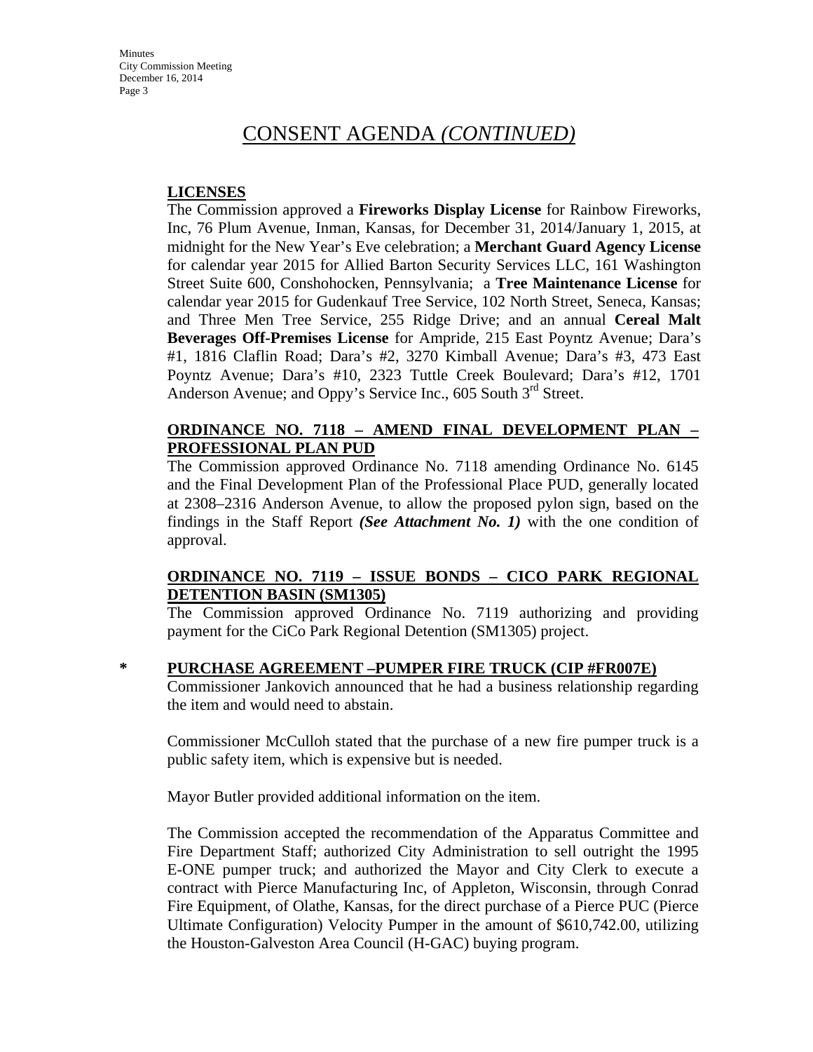# CONSENT AGENDA *(CONTINUED)*

**LICENSES**

The Commission approved a **Fireworks Display License** for Rainbow Fireworks, Inc, 76 Plum Avenue, Inman, Kansas, for December 31, 2014/January 1, 2015, at midnight for the New Year's Eve celebration; a **Merchant Guard Agency License** for calendar year 2015 for Allied Barton Security Services LLC, 161 Washington Street Suite 600, Conshohocken, Pennsylvania; a **Tree Maintenance License** for calendar year 2015 for Gudenkauf Tree Service, 102 North Street, Seneca, Kansas; and Three Men Tree Service, 255 Ridge Drive; and an annual **Cereal Malt Beverages Off-Premises License** for Ampride, 215 East Poyntz Avenue; Dara's #1, 1816 Claflin Road; Dara's #2, 3270 Kimball Avenue; Dara's #3, 473 East Poyntz Avenue; Dara's #10, 2323 Tuttle Creek Boulevard; Dara's #12, 1701 Anderson Avenue; and Oppy's Service Inc., 605 South 3rd Street.

**ORDINANCE NO. 7118 – AMEND FINAL DEVELOPMENT PLAN – PROFESSIONAL PLAN PUD**

The Commission approved Ordinance No. 7118 amending Ordinance No. 6145 and the Final Development Plan of the Professional Place PUD, generally located at 2308–2316 Anderson Avenue, to allow the proposed pylon sign, based on the findings in the Staff Report ***(See Attachment No. 1)*** with the one condition of approval.

**ORDINANCE NO. 7119 – ISSUE BONDS – CICO PARK REGIONAL DETENTION BASIN (SM1305)**

The Commission approved Ordinance No. 7119 authorizing and providing payment for the CiCo Park Regional Detention (SM1305) project.

\* **PURCHASE AGREEMENT –PUMPER FIRE TRUCK (CIP #FR007E)**

Commissioner Jankovich announced that he had a business relationship regarding the item and would need to abstain.

Commissioner McCulloh stated that the purchase of a new fire pumper truck is a public safety item, which is expensive but is needed.

Mayor Butler provided additional information on the item.

The Commission accepted the recommendation of the Apparatus Committee and Fire Department Staff; authorized City Administration to sell outright the 1995 E-ONE pumper truck; and authorized the Mayor and City Clerk to execute a contract with Pierce Manufacturing Inc, of Appleton, Wisconsin, through Conrad Fire Equipment, of Olathe, Kansas, for the direct purchase of a Pierce PUC (Pierce Ultimate Configuration) Velocity Pumper in the amount of $610,742.00, utilizing the Houston-Galveston Area Council (H-GAC) buying program.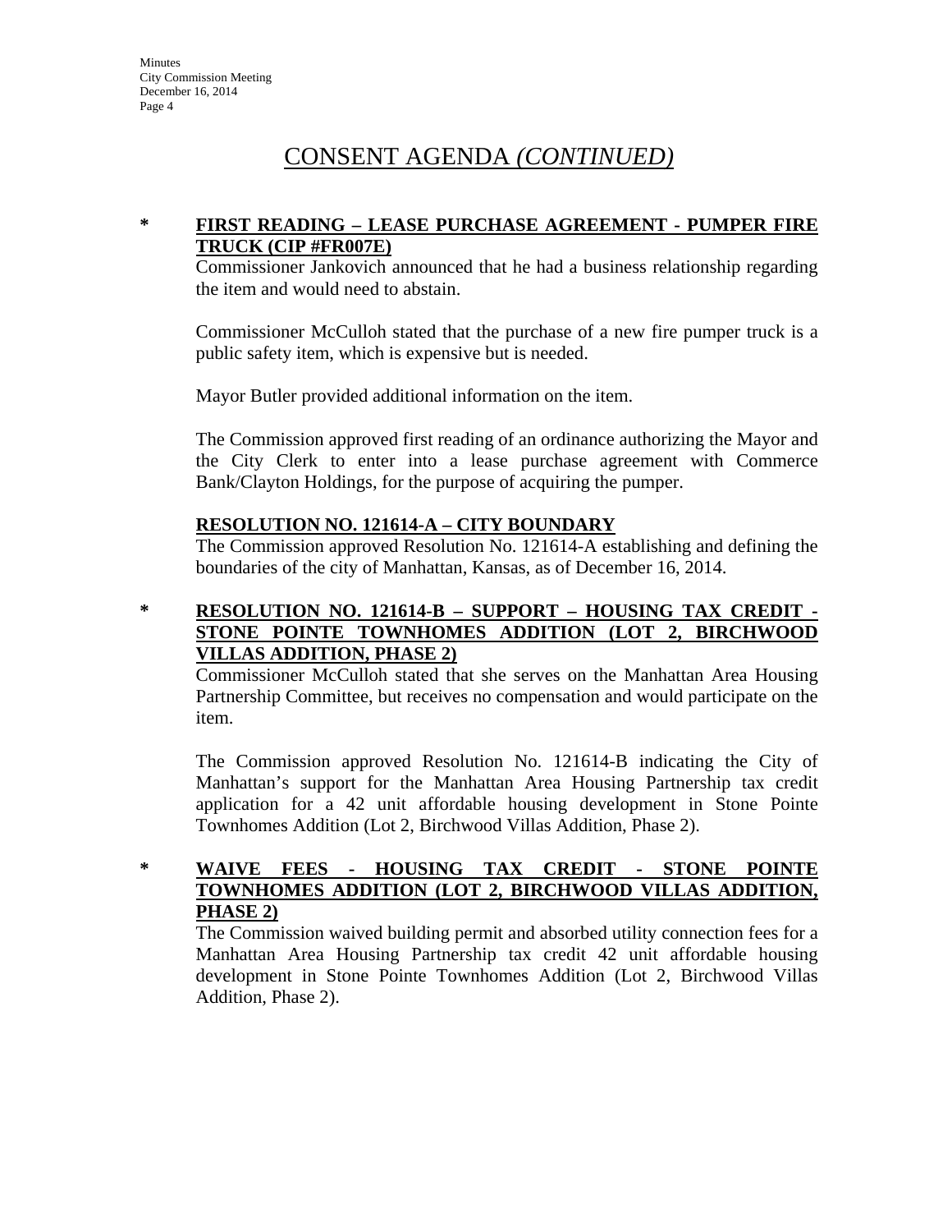# CONSENT AGENDA *(CONTINUED)*

**\* FIRST READING – LEASE PURCHASE AGREEMENT - PUMPER FIRE TRUCK (CIP #FR007E)**

Commissioner Jankovich announced that he had a business relationship regarding the item and would need to abstain.

Commissioner McCulloh stated that the purchase of a new fire pumper truck is a public safety item, which is expensive but is needed.

Mayor Butler provided additional information on the item.

The Commission approved first reading of an ordinance authorizing the Mayor and the City Clerk to enter into a lease purchase agreement with Commerce Bank/Clayton Holdings, for the purpose of acquiring the pumper.

**RESOLUTION NO. 121614-A – CITY BOUNDARY**

The Commission approved Resolution No. 121614-A establishing and defining the boundaries of the city of Manhattan, Kansas, as of December 16, 2014.

**\* RESOLUTION NO. 121614-B – SUPPORT – HOUSING TAX CREDIT - STONE POINTE TOWNHOMES ADDITION (LOT 2, BIRCHWOOD VILLAS ADDITION, PHASE 2)**

Commissioner McCulloh stated that she serves on the Manhattan Area Housing Partnership Committee, but receives no compensation and would participate on the item.

The Commission approved Resolution No. 121614-B indicating the City of Manhattan's support for the Manhattan Area Housing Partnership tax credit application for a 42 unit affordable housing development in Stone Pointe Townhomes Addition (Lot 2, Birchwood Villas Addition, Phase 2).

**\* WAIVE FEES - HOUSING TAX CREDIT - STONE POINTE TOWNHOMES ADDITION (LOT 2, BIRCHWOOD VILLAS ADDITION, PHASE 2)**

The Commission waived building permit and absorbed utility connection fees for a Manhattan Area Housing Partnership tax credit 42 unit affordable housing development in Stone Pointe Townhomes Addition (Lot 2, Birchwood Villas Addition, Phase 2).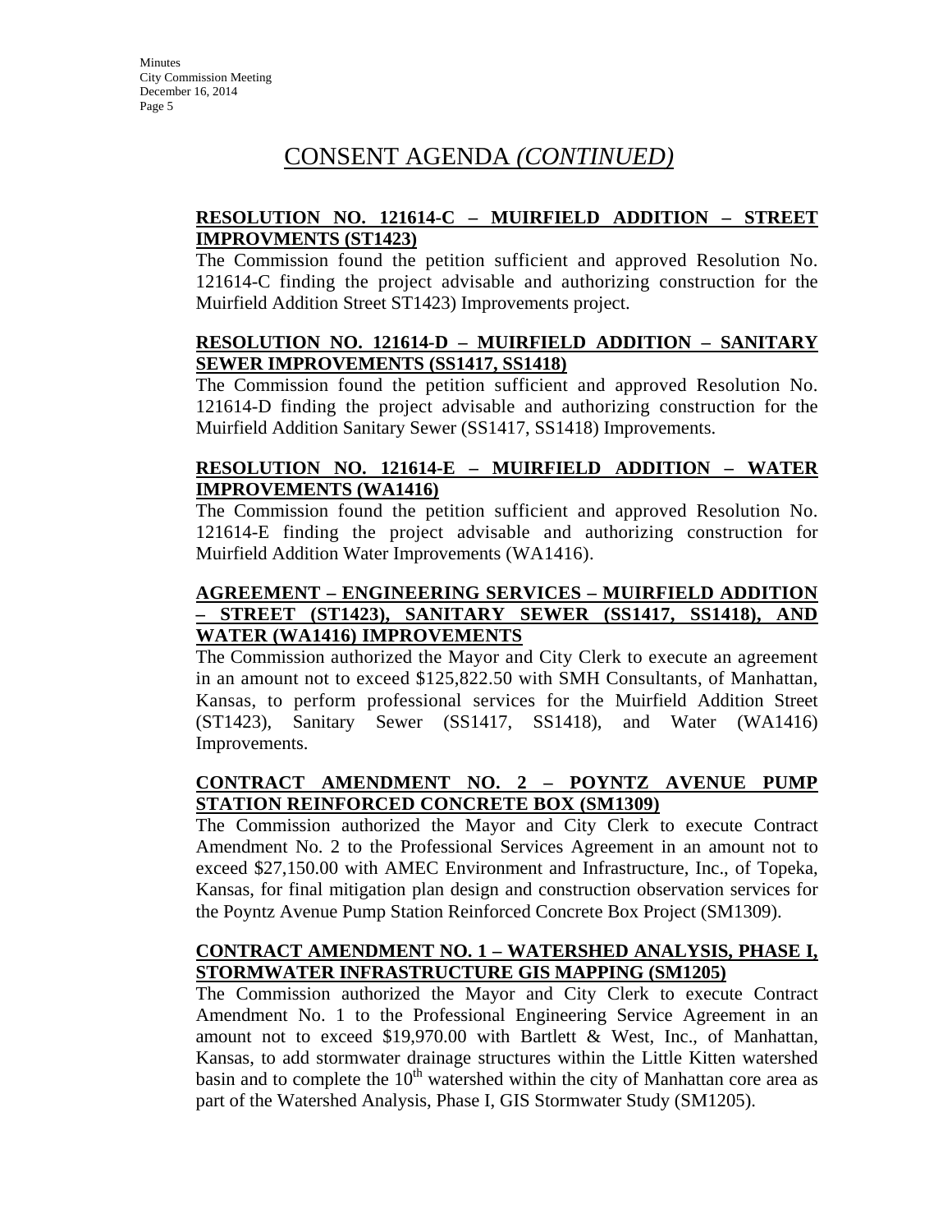# CONSENT AGENDA *(CONTINUED)*

**RESOLUTION NO. 121614-C – MUIRFIELD ADDITION – STREET IMPROVMENTS (ST1423)**

The Commission found the petition sufficient and approved Resolution No. 121614-C finding the project advisable and authorizing construction for the Muirfield Addition Street ST1423) Improvements project.

**RESOLUTION NO. 121614-D – MUIRFIELD ADDITION – SANITARY SEWER IMPROVEMENTS (SS1417, SS1418)**

The Commission found the petition sufficient and approved Resolution No. 121614-D finding the project advisable and authorizing construction for the Muirfield Addition Sanitary Sewer (SS1417, SS1418) Improvements.

**RESOLUTION NO. 121614-E – MUIRFIELD ADDITION – WATER IMPROVEMENTS (WA1416)**

The Commission found the petition sufficient and approved Resolution No. 121614-E finding the project advisable and authorizing construction for Muirfield Addition Water Improvements (WA1416).

**AGREEMENT – ENGINEERING SERVICES – MUIRFIELD ADDITION – STREET (ST1423), SANITARY SEWER (SS1417, SS1418), AND WATER (WA1416) IMPROVEMENTS**

The Commission authorized the Mayor and City Clerk to execute an agreement in an amount not to exceed $125,822.50 with SMH Consultants, of Manhattan, Kansas, to perform professional services for the Muirfield Addition Street (ST1423), Sanitary Sewer (SS1417, SS1418), and Water (WA1416) Improvements.

**CONTRACT AMENDMENT NO. 2 – POYNTZ AVENUE PUMP STATION REINFORCED CONCRETE BOX (SM1309)**

The Commission authorized the Mayor and City Clerk to execute Contract Amendment No. 2 to the Professional Services Agreement in an amount not to exceed $27,150.00 with AMEC Environment and Infrastructure, Inc., of Topeka, Kansas, for final mitigation plan design and construction observation services for the Poyntz Avenue Pump Station Reinforced Concrete Box Project (SM1309).

**CONTRACT AMENDMENT NO. 1 – WATERSHED ANALYSIS, PHASE I, STORMWATER INFRASTRUCTURE GIS MAPPING (SM1205)**

The Commission authorized the Mayor and City Clerk to execute Contract Amendment No. 1 to the Professional Engineering Service Agreement in an amount not to exceed $19,970.00 with Bartlett & West, Inc., of Manhattan, Kansas, to add stormwater drainage structures within the Little Kitten watershed basin and to complete the 10th watershed within the city of Manhattan core area as part of the Watershed Analysis, Phase I, GIS Stormwater Study (SM1205).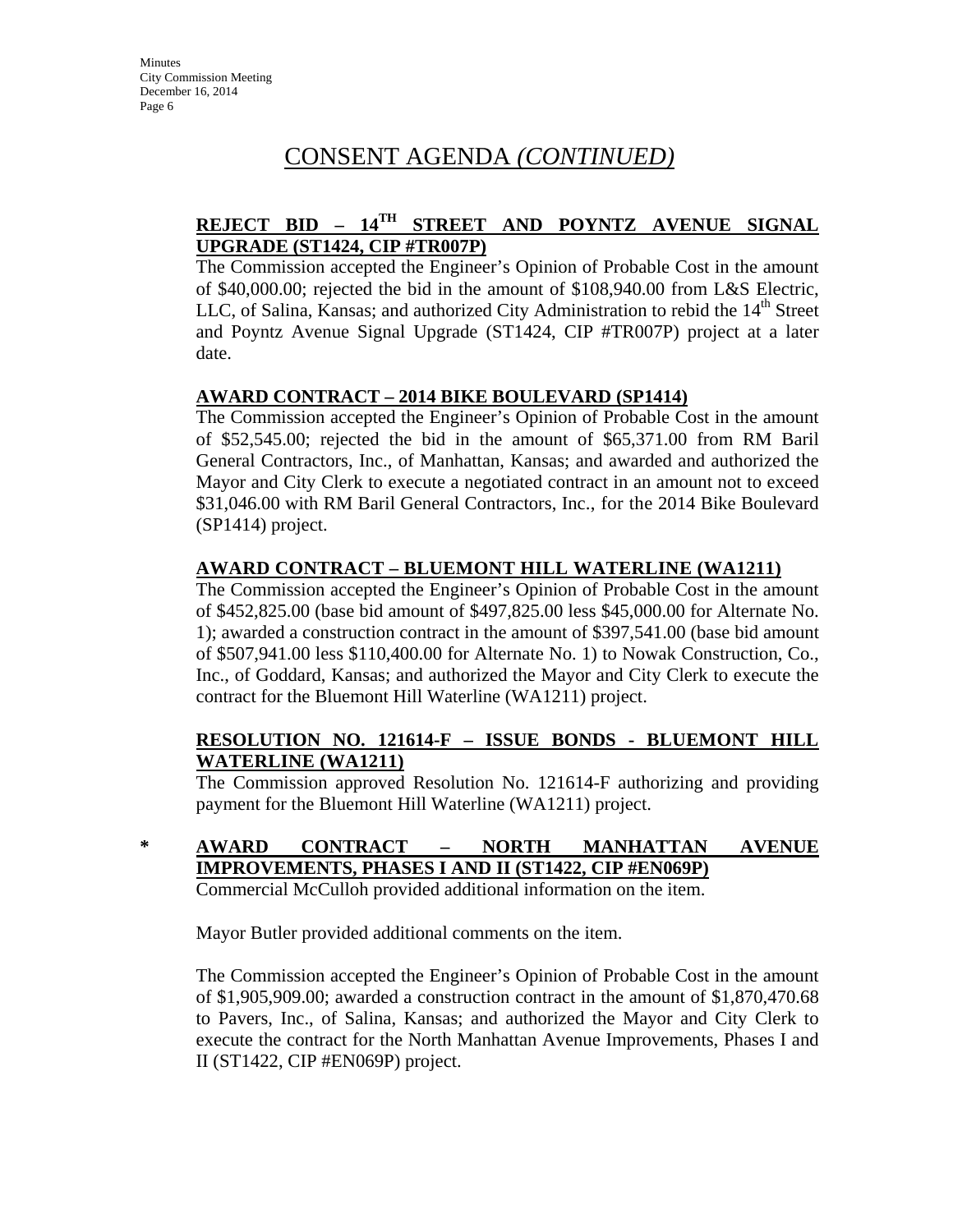# CONSENT AGENDA *(CONTINUED)*

**REJECT BID – 14TH STREET AND POYNTZ AVENUE SIGNAL UPGRADE (ST1424, CIP #TR007P)**

The Commission accepted the Engineer's Opinion of Probable Cost in the amount of $40,000.00; rejected the bid in the amount of $108,940.00 from L&S Electric, LLC, of Salina, Kansas; and authorized City Administration to rebid the 14th Street and Poyntz Avenue Signal Upgrade (ST1424, CIP #TR007P) project at a later date.

**AWARD CONTRACT – 2014 BIKE BOULEVARD (SP1414)**

The Commission accepted the Engineer's Opinion of Probable Cost in the amount of $52,545.00; rejected the bid in the amount of $65,371.00 from RM Baril General Contractors, Inc., of Manhattan, Kansas; and awarded and authorized the Mayor and City Clerk to execute a negotiated contract in an amount not to exceed $31,046.00 with RM Baril General Contractors, Inc., for the 2014 Bike Boulevard (SP1414) project.

**AWARD CONTRACT – BLUEMONT HILL WATERLINE (WA1211)**

The Commission accepted the Engineer's Opinion of Probable Cost in the amount of $452,825.00 (base bid amount of $497,825.00 less $45,000.00 for Alternate No. 1); awarded a construction contract in the amount of $397,541.00 (base bid amount of $507,941.00 less $110,400.00 for Alternate No. 1) to Nowak Construction, Co., Inc., of Goddard, Kansas; and authorized the Mayor and City Clerk to execute the contract for the Bluemont Hill Waterline (WA1211) project.

**RESOLUTION NO. 121614-F – ISSUE BONDS - BLUEMONT HILL WATERLINE (WA1211)**

The Commission approved Resolution No. 121614-F authorizing and providing payment for the Bluemont Hill Waterline (WA1211) project.

**\* AWARD CONTRACT – NORTH MANHATTAN AVENUE IMPROVEMENTS, PHASES I AND II (ST1422, CIP #EN069P)**

Commercial McCulloh provided additional information on the item.

Mayor Butler provided additional comments on the item.

The Commission accepted the Engineer's Opinion of Probable Cost in the amount of $1,905,909.00; awarded a construction contract in the amount of $1,870,470.68 to Pavers, Inc., of Salina, Kansas; and authorized the Mayor and City Clerk to execute the contract for the North Manhattan Avenue Improvements, Phases I and II (ST1422, CIP #EN069P) project.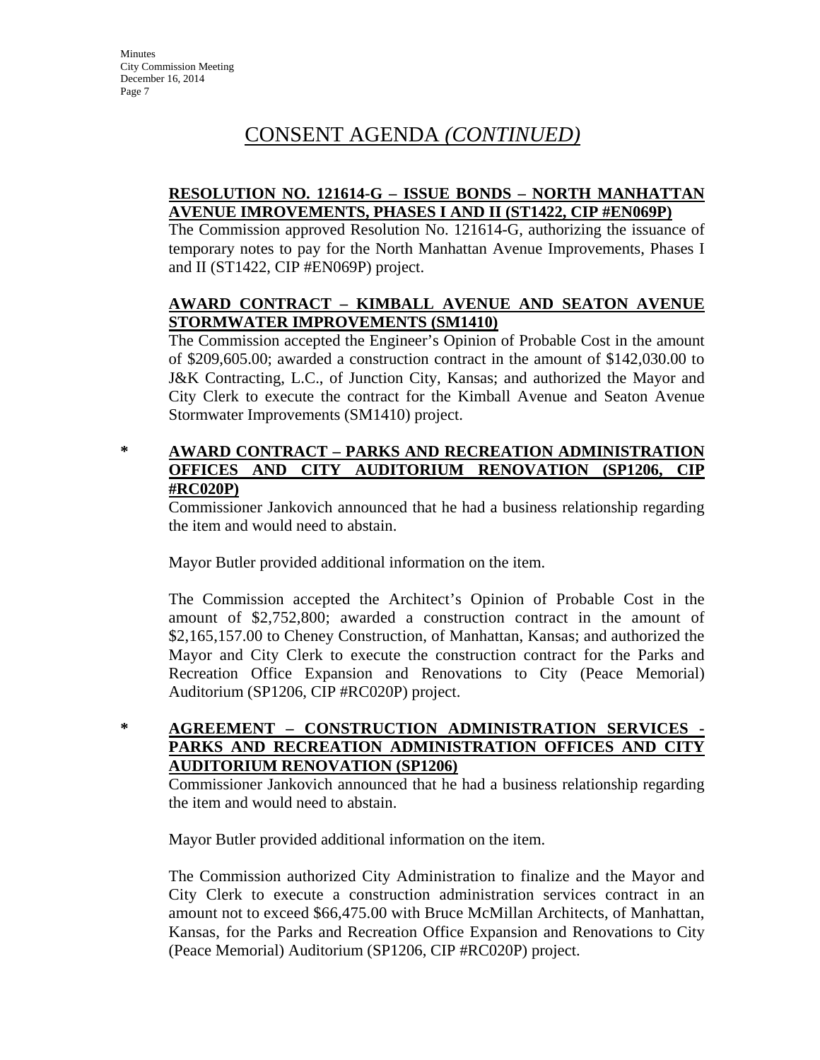# CONSENT AGENDA *(CONTINUED)*

**RESOLUTION NO. 121614-G – ISSUE BONDS – NORTH MANHATTAN AVENUE IMROVEMENTS, PHASES I AND II (ST1422, CIP #EN069P)**

The Commission approved Resolution No. 121614-G, authorizing the issuance of temporary notes to pay for the North Manhattan Avenue Improvements, Phases I and II (ST1422, CIP #EN069P) project.

**AWARD CONTRACT – KIMBALL AVENUE AND SEATON AVENUE STORMWATER IMPROVEMENTS (SM1410)**

The Commission accepted the Engineer's Opinion of Probable Cost in the amount of $209,605.00; awarded a construction contract in the amount of $142,030.00 to J&K Contracting, L.C., of Junction City, Kansas; and authorized the Mayor and City Clerk to execute the contract for the Kimball Avenue and Seaton Avenue Stormwater Improvements (SM1410) project.

\* **AWARD CONTRACT – PARKS AND RECREATION ADMINISTRATION OFFICES AND CITY AUDITORIUM RENOVATION (SP1206, CIP #RC020P)**

Commissioner Jankovich announced that he had a business relationship regarding the item and would need to abstain.

Mayor Butler provided additional information on the item.

The Commission accepted the Architect's Opinion of Probable Cost in the amount of $2,752,800; awarded a construction contract in the amount of $2,165,157.00 to Cheney Construction, of Manhattan, Kansas; and authorized the Mayor and City Clerk to execute the construction contract for the Parks and Recreation Office Expansion and Renovations to City (Peace Memorial) Auditorium (SP1206, CIP #RC020P) project.

\* **AGREEMENT – CONSTRUCTION ADMINISTRATION SERVICES - PARKS AND RECREATION ADMINISTRATION OFFICES AND CITY AUDITORIUM RENOVATION (SP1206)**

Commissioner Jankovich announced that he had a business relationship regarding the item and would need to abstain.

Mayor Butler provided additional information on the item.

The Commission authorized City Administration to finalize and the Mayor and City Clerk to execute a construction administration services contract in an amount not to exceed $66,475.00 with Bruce McMillan Architects, of Manhattan, Kansas, for the Parks and Recreation Office Expansion and Renovations to City (Peace Memorial) Auditorium (SP1206, CIP #RC020P) project.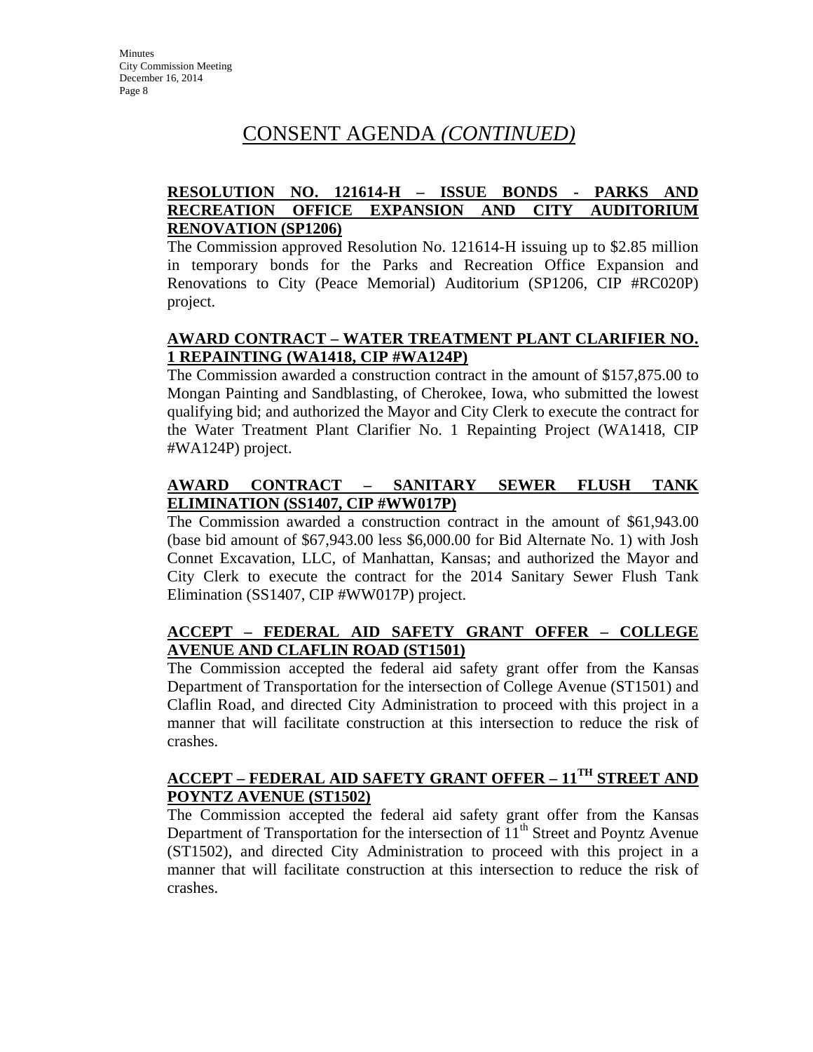# CONSENT AGENDA *(CONTINUED)*

**RESOLUTION NO. 121614-H – ISSUE BONDS - PARKS AND RECREATION OFFICE EXPANSION AND CITY AUDITORIUM RENOVATION (SP1206)**

The Commission approved Resolution No. 121614-H issuing up to $2.85 million in temporary bonds for the Parks and Recreation Office Expansion and Renovations to City (Peace Memorial) Auditorium (SP1206, CIP #RC020P) project.

**AWARD CONTRACT – WATER TREATMENT PLANT CLARIFIER NO. 1 REPAINTING (WA1418, CIP #WA124P)**

The Commission awarded a construction contract in the amount of $157,875.00 to Mongan Painting and Sandblasting, of Cherokee, Iowa, who submitted the lowest qualifying bid; and authorized the Mayor and City Clerk to execute the contract for the Water Treatment Plant Clarifier No. 1 Repainting Project (WA1418, CIP #WA124P) project.

**AWARD CONTRACT – SANITARY SEWER FLUSH TANK ELIMINATION (SS1407, CIP #WW017P)**

The Commission awarded a construction contract in the amount of $61,943.00 (base bid amount of $67,943.00 less $6,000.00 for Bid Alternate No. 1) with Josh Connet Excavation, LLC, of Manhattan, Kansas; and authorized the Mayor and City Clerk to execute the contract for the 2014 Sanitary Sewer Flush Tank Elimination (SS1407, CIP #WW017P) project.

**ACCEPT – FEDERAL AID SAFETY GRANT OFFER – COLLEGE AVENUE AND CLAFLIN ROAD (ST1501)**

The Commission accepted the federal aid safety grant offer from the Kansas Department of Transportation for the intersection of College Avenue (ST1501) and Claflin Road, and directed City Administration to proceed with this project in a manner that will facilitate construction at this intersection to reduce the risk of crashes.

**ACCEPT – FEDERAL AID SAFETY GRANT OFFER – 11<sup>TH</sup> STREET AND POYNTZ AVENUE (ST1502)**

The Commission accepted the federal aid safety grant offer from the Kansas Department of Transportation for the intersection of 11th Street and Poyntz Avenue (ST1502), and directed City Administration to proceed with this project in a manner that will facilitate construction at this intersection to reduce the risk of crashes.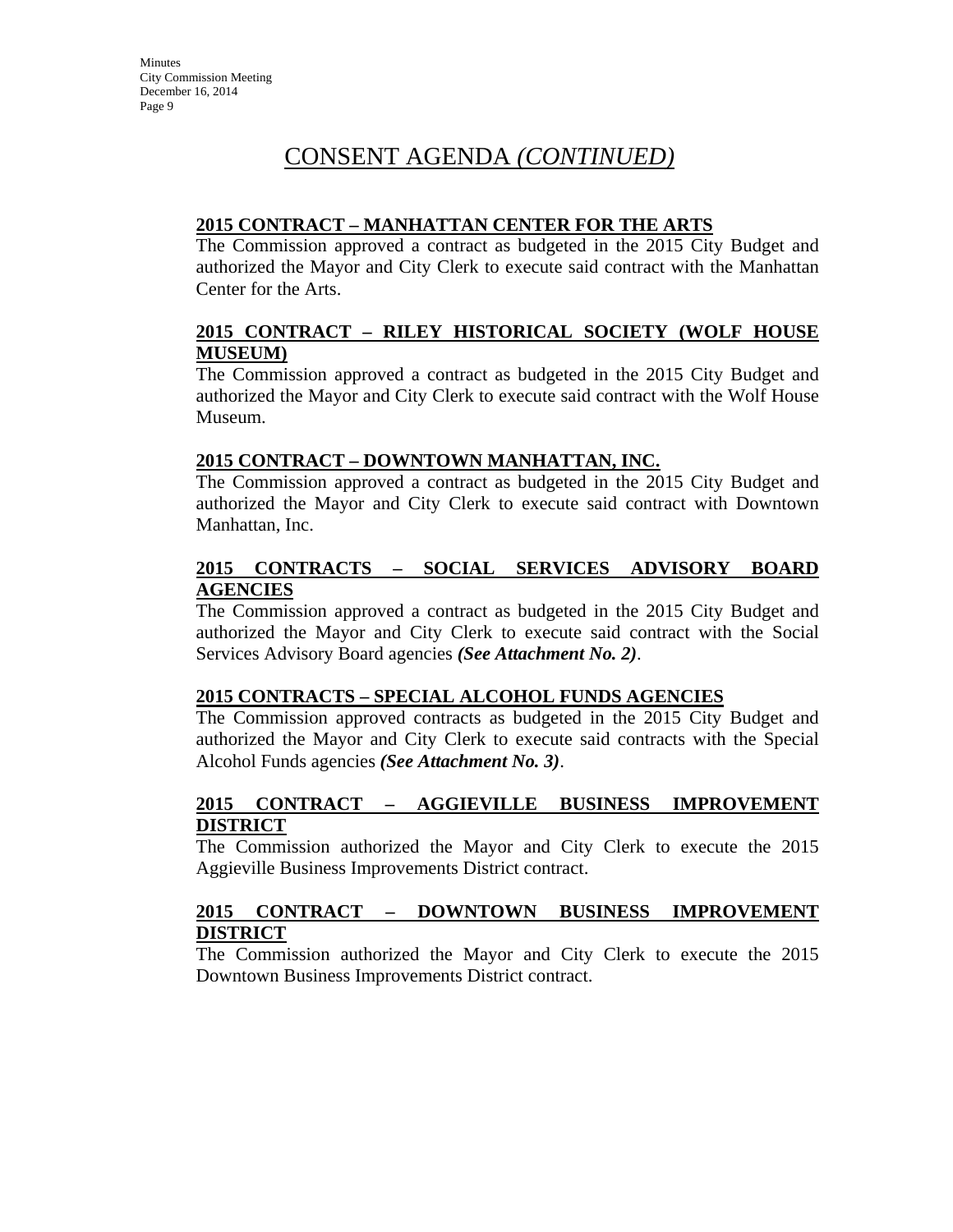# CONSENT AGENDA *(CONTINUED)*

**2015 CONTRACT – MANHATTAN CENTER FOR THE ARTS**

The Commission approved a contract as budgeted in the 2015 City Budget and authorized the Mayor and City Clerk to execute said contract with the Manhattan Center for the Arts.

**2015 CONTRACT – RILEY HISTORICAL SOCIETY (WOLF HOUSE MUSEUM)**

The Commission approved a contract as budgeted in the 2015 City Budget and authorized the Mayor and City Clerk to execute said contract with the Wolf House Museum.

**2015 CONTRACT – DOWNTOWN MANHATTAN, INC.**

The Commission approved a contract as budgeted in the 2015 City Budget and authorized the Mayor and City Clerk to execute said contract with Downtown Manhattan, Inc.

**2015 CONTRACTS – SOCIAL SERVICES ADVISORY BOARD AGENCIES**

The Commission approved a contract as budgeted in the 2015 City Budget and authorized the Mayor and City Clerk to execute said contract with the Social Services Advisory Board agencies ***(See Attachment No. 2)***.

**2015 CONTRACTS – SPECIAL ALCOHOL FUNDS AGENCIES**

The Commission approved contracts as budgeted in the 2015 City Budget and authorized the Mayor and City Clerk to execute said contracts with the Special Alcohol Funds agencies ***(See Attachment No. 3)***.

**2015 CONTRACT – AGGIEVILLE BUSINESS IMPROVEMENT DISTRICT**

The Commission authorized the Mayor and City Clerk to execute the 2015 Aggieville Business Improvements District contract.

**2015 CONTRACT – DOWNTOWN BUSINESS IMPROVEMENT DISTRICT**

The Commission authorized the Mayor and City Clerk to execute the 2015 Downtown Business Improvements District contract.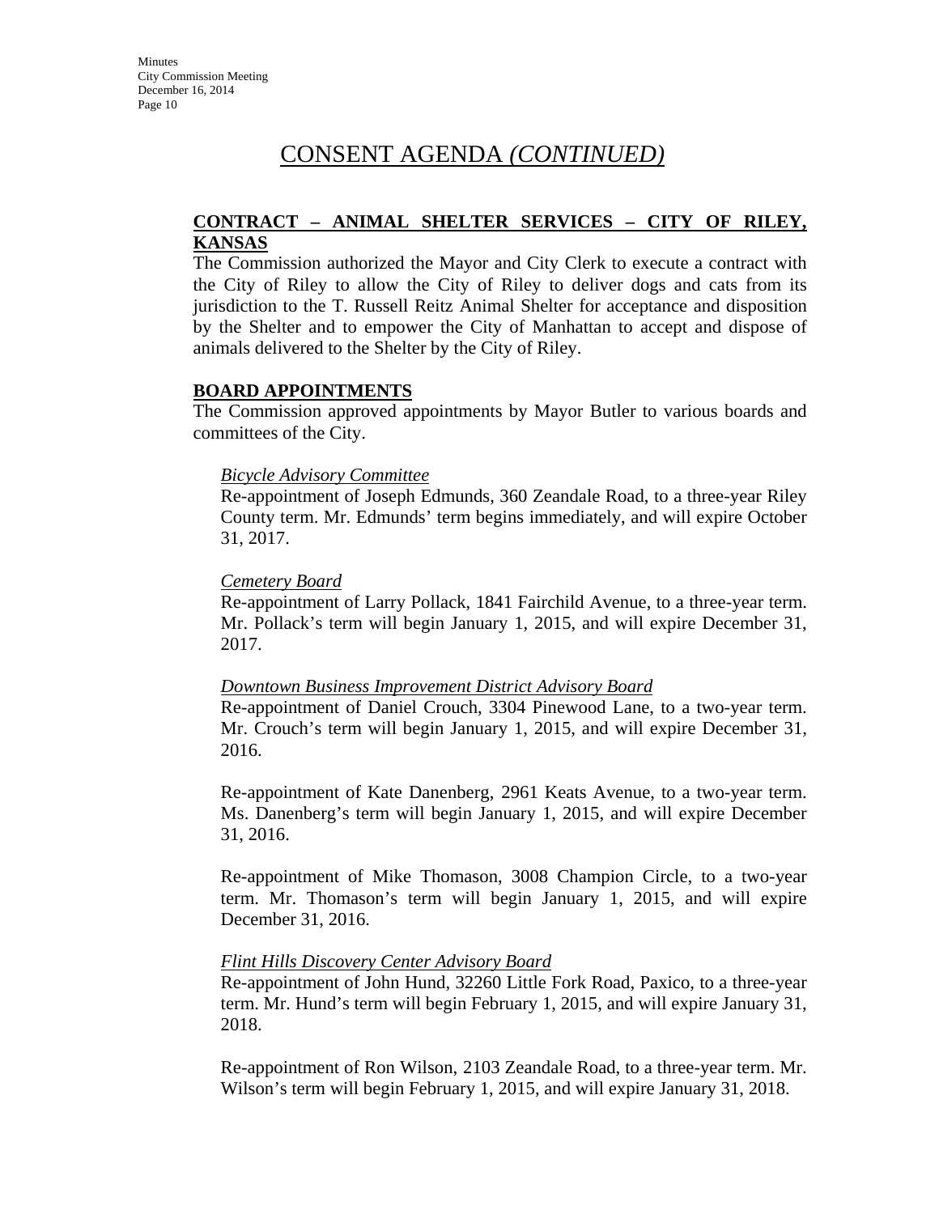# CONSENT AGENDA *(CONTINUED)*

**CONTRACT – ANIMAL SHELTER SERVICES – CITY OF RILEY, KANSAS**

The Commission authorized the Mayor and City Clerk to execute a contract with the City of Riley to allow the City of Riley to deliver dogs and cats from its jurisdiction to the T. Russell Reitz Animal Shelter for acceptance and disposition by the Shelter and to empower the City of Manhattan to accept and dispose of animals delivered to the Shelter by the City of Riley.

**BOARD APPOINTMENTS**

The Commission approved appointments by Mayor Butler to various boards and committees of the City.

*Bicycle Advisory Committee*

Re-appointment of Joseph Edmunds, 360 Zeandale Road, to a three-year Riley County term. Mr. Edmunds' term begins immediately, and will expire October 31, 2017.

*Cemetery Board*

Re-appointment of Larry Pollack, 1841 Fairchild Avenue, to a three-year term. Mr. Pollack's term will begin January 1, 2015, and will expire December 31, 2017.

*Downtown Business Improvement District Advisory Board*

Re-appointment of Daniel Crouch, 3304 Pinewood Lane, to a two-year term. Mr. Crouch's term will begin January 1, 2015, and will expire December 31, 2016.

Re-appointment of Kate Danenberg, 2961 Keats Avenue, to a two-year term. Ms. Danenberg's term will begin January 1, 2015, and will expire December 31, 2016.

Re-appointment of Mike Thomason, 3008 Champion Circle, to a two-year term. Mr. Thomason's term will begin January 1, 2015, and will expire December 31, 2016.

*Flint Hills Discovery Center Advisory Board*

Re-appointment of John Hund, 32260 Little Fork Road, Paxico, to a three-year term. Mr. Hund's term will begin February 1, 2015, and will expire January 31, 2018.

Re-appointment of Ron Wilson, 2103 Zeandale Road, to a three-year term. Mr. Wilson's term will begin February 1, 2015, and will expire January 31, 2018.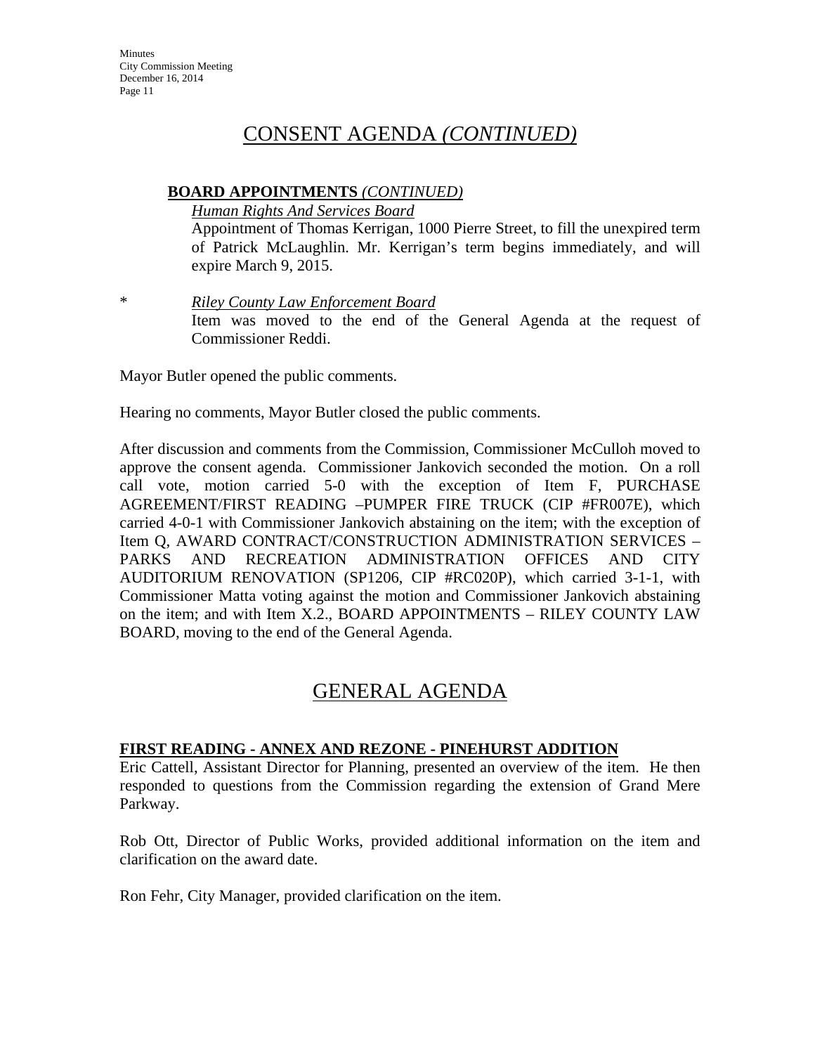# CONSENT AGENDA *(CONTINUED)*

**BOARD APPOINTMENTS** *(CONTINUED)*

*Human Rights And Services Board*

Appointment of Thomas Kerrigan, 1000 Pierre Street, to fill the unexpired term of Patrick McLaughlin. Mr. Kerrigan's term begins immediately, and will expire March 9, 2015.

\* *Riley County Law Enforcement Board*

Item was moved to the end of the General Agenda at the request of Commissioner Reddi.

Mayor Butler opened the public comments.

Hearing no comments, Mayor Butler closed the public comments.

After discussion and comments from the Commission, Commissioner McCulloh moved to approve the consent agenda. Commissioner Jankovich seconded the motion. On a roll call vote, motion carried 5-0 with the exception of Item F, PURCHASE AGREEMENT/FIRST READING –PUMPER FIRE TRUCK (CIP #FR007E), which carried 4-0-1 with Commissioner Jankovich abstaining on the item; with the exception of Item Q, AWARD CONTRACT/CONSTRUCTION ADMINISTRATION SERVICES – PARKS AND RECREATION ADMINISTRATION OFFICES AND CITY AUDITORIUM RENOVATION (SP1206, CIP #RC020P), which carried 3-1-1, with Commissioner Matta voting against the motion and Commissioner Jankovich abstaining on the item; and with Item X.2., BOARD APPOINTMENTS – RILEY COUNTY LAW BOARD, moving to the end of the General Agenda.

# GENERAL AGENDA

**FIRST READING - ANNEX AND REZONE - PINEHURST ADDITION**

Eric Cattell, Assistant Director for Planning, presented an overview of the item. He then responded to questions from the Commission regarding the extension of Grand Mere Parkway.

Rob Ott, Director of Public Works, provided additional information on the item and clarification on the award date.

Ron Fehr, City Manager, provided clarification on the item.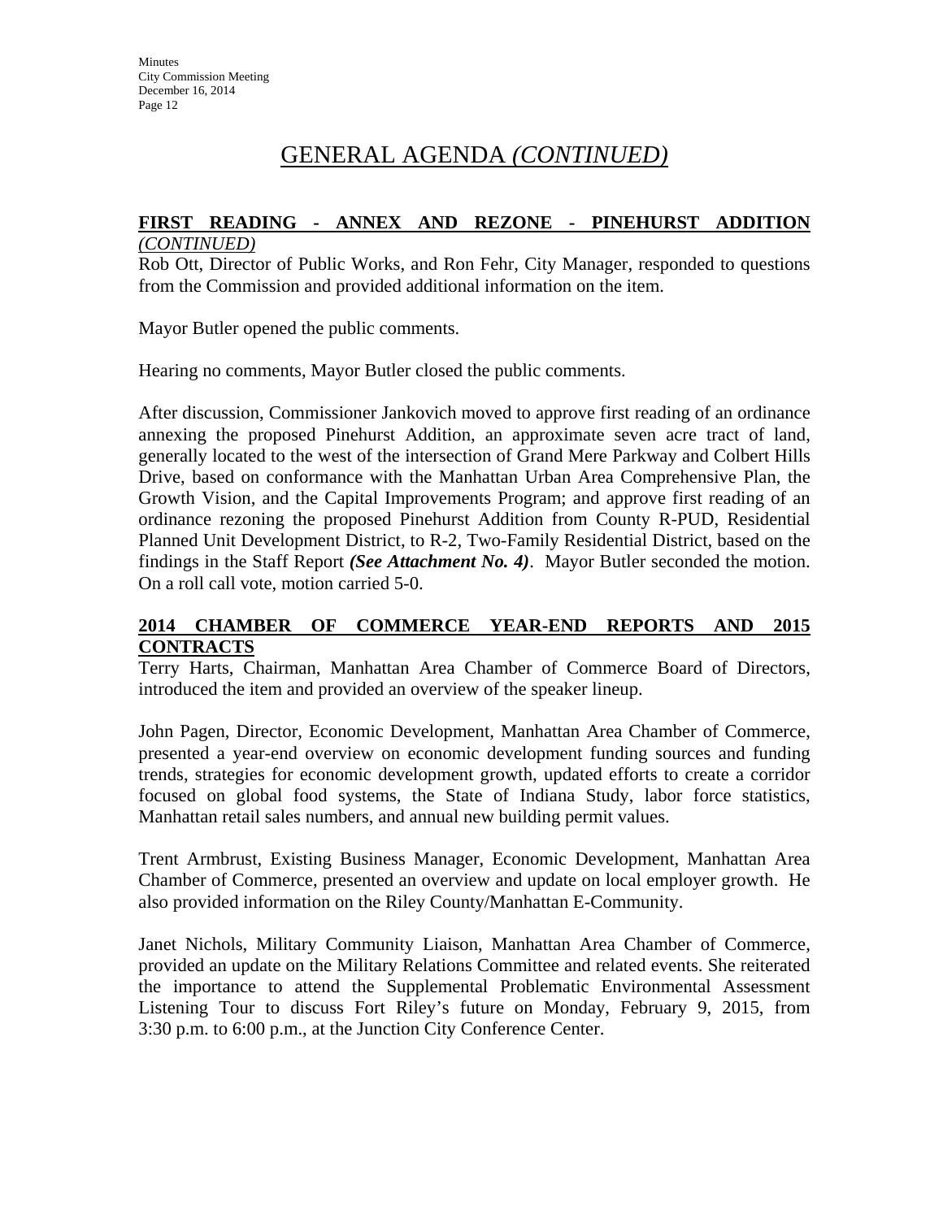# GENERAL AGENDA *(CONTINUED)*

**FIRST READING - ANNEX AND REZONE - PINEHURST ADDITION** *(CONTINUED)*

Rob Ott, Director of Public Works, and Ron Fehr, City Manager, responded to questions from the Commission and provided additional information on the item.

Mayor Butler opened the public comments.

Hearing no comments, Mayor Butler closed the public comments.

After discussion, Commissioner Jankovich moved to approve first reading of an ordinance annexing the proposed Pinehurst Addition, an approximate seven acre tract of land, generally located to the west of the intersection of Grand Mere Parkway and Colbert Hills Drive, based on conformance with the Manhattan Urban Area Comprehensive Plan, the Growth Vision, and the Capital Improvements Program; and approve first reading of an ordinance rezoning the proposed Pinehurst Addition from County R-PUD, Residential Planned Unit Development District, to R-2, Two-Family Residential District, based on the findings in the Staff Report ***(See Attachment No. 4)***. Mayor Butler seconded the motion. On a roll call vote, motion carried 5-0.

**2014 CHAMBER OF COMMERCE YEAR-END REPORTS AND 2015 CONTRACTS**

Terry Harts, Chairman, Manhattan Area Chamber of Commerce Board of Directors, introduced the item and provided an overview of the speaker lineup.

John Pagen, Director, Economic Development, Manhattan Area Chamber of Commerce, presented a year-end overview on economic development funding sources and funding trends, strategies for economic development growth, updated efforts to create a corridor focused on global food systems, the State of Indiana Study, labor force statistics, Manhattan retail sales numbers, and annual new building permit values.

Trent Armbrust, Existing Business Manager, Economic Development, Manhattan Area Chamber of Commerce, presented an overview and update on local employer growth. He also provided information on the Riley County/Manhattan E-Community.

Janet Nichols, Military Community Liaison, Manhattan Area Chamber of Commerce, provided an update on the Military Relations Committee and related events. She reiterated the importance to attend the Supplemental Problematic Environmental Assessment Listening Tour to discuss Fort Riley's future on Monday, February 9, 2015, from 3:30 p.m. to 6:00 p.m., at the Junction City Conference Center.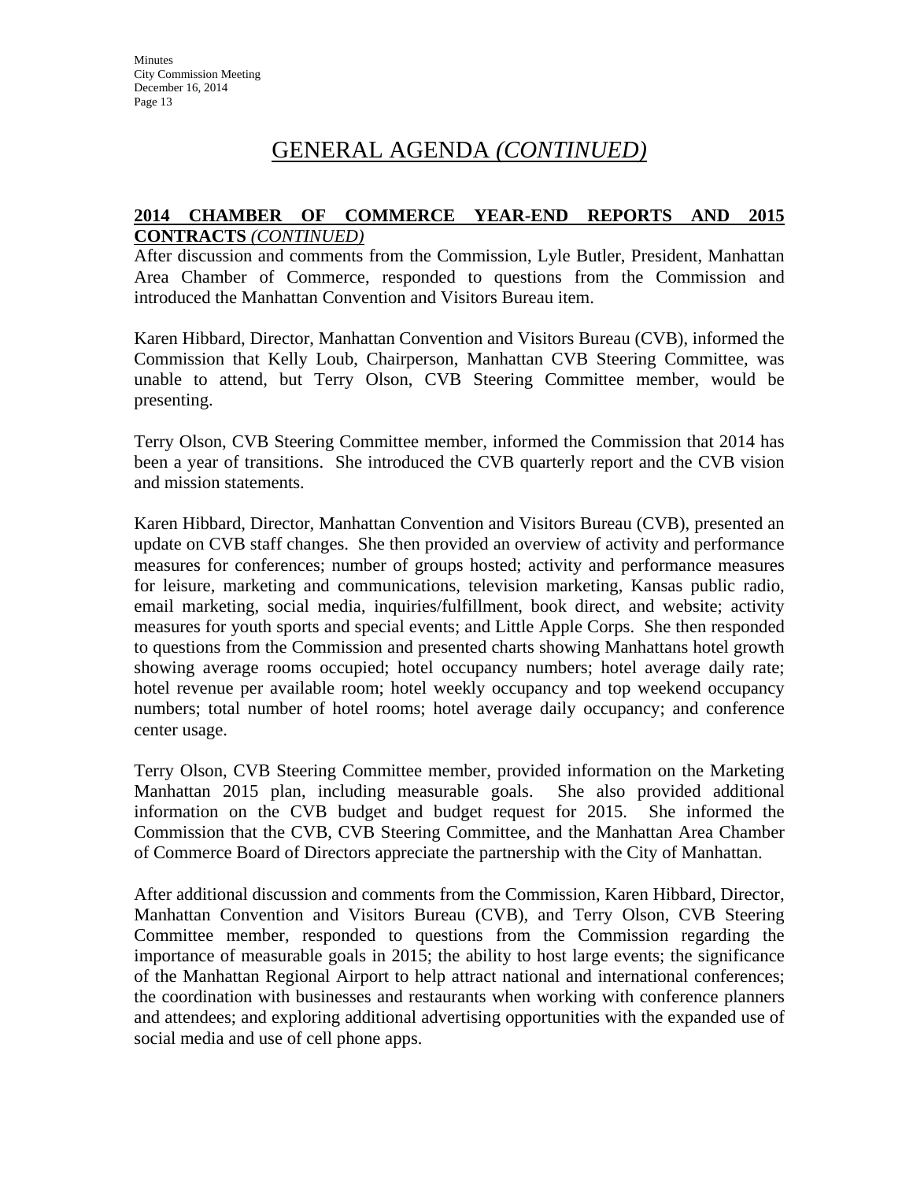# GENERAL AGENDA *(CONTINUED)*

**2014 CHAMBER OF COMMERCE YEAR-END REPORTS AND 2015 CONTRACTS** *(CONTINUED)*

After discussion and comments from the Commission, Lyle Butler, President, Manhattan Area Chamber of Commerce, responded to questions from the Commission and introduced the Manhattan Convention and Visitors Bureau item.

Karen Hibbard, Director, Manhattan Convention and Visitors Bureau (CVB), informed the Commission that Kelly Loub, Chairperson, Manhattan CVB Steering Committee, was unable to attend, but Terry Olson, CVB Steering Committee member, would be presenting.

Terry Olson, CVB Steering Committee member, informed the Commission that 2014 has been a year of transitions. She introduced the CVB quarterly report and the CVB vision and mission statements.

Karen Hibbard, Director, Manhattan Convention and Visitors Bureau (CVB), presented an update on CVB staff changes. She then provided an overview of activity and performance measures for conferences; number of groups hosted; activity and performance measures for leisure, marketing and communications, television marketing, Kansas public radio, email marketing, social media, inquiries/fulfillment, book direct, and website; activity measures for youth sports and special events; and Little Apple Corps. She then responded to questions from the Commission and presented charts showing Manhattans hotel growth showing average rooms occupied; hotel occupancy numbers; hotel average daily rate; hotel revenue per available room; hotel weekly occupancy and top weekend occupancy numbers; total number of hotel rooms; hotel average daily occupancy; and conference center usage.

Terry Olson, CVB Steering Committee member, provided information on the Marketing Manhattan 2015 plan, including measurable goals. She also provided additional information on the CVB budget and budget request for 2015. She informed the Commission that the CVB, CVB Steering Committee, and the Manhattan Area Chamber of Commerce Board of Directors appreciate the partnership with the City of Manhattan.

After additional discussion and comments from the Commission, Karen Hibbard, Director, Manhattan Convention and Visitors Bureau (CVB), and Terry Olson, CVB Steering Committee member, responded to questions from the Commission regarding the importance of measurable goals in 2015; the ability to host large events; the significance of the Manhattan Regional Airport to help attract national and international conferences; the coordination with businesses and restaurants when working with conference planners and attendees; and exploring additional advertising opportunities with the expanded use of social media and use of cell phone apps.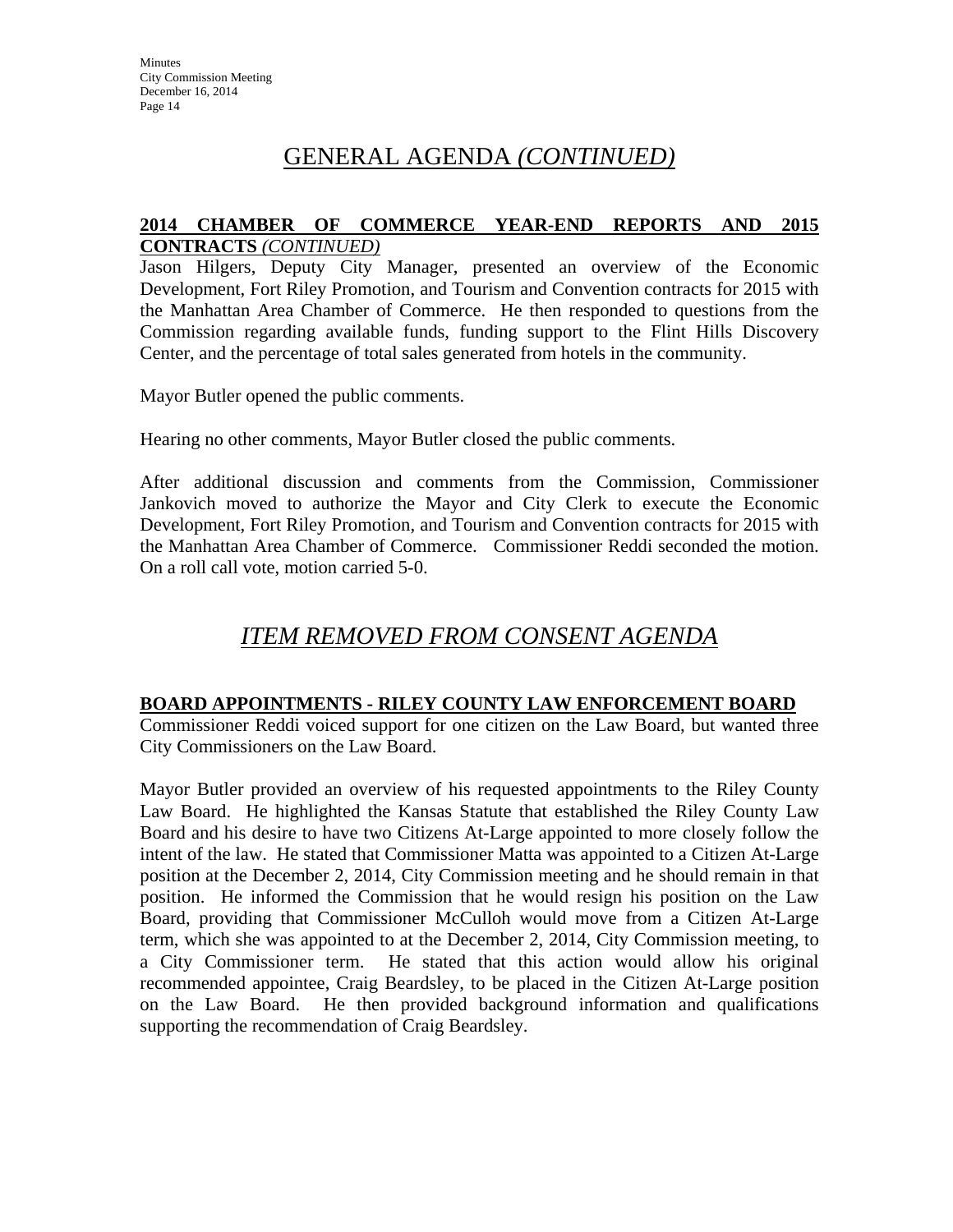# GENERAL AGENDA *(CONTINUED)*

**2014 CHAMBER OF COMMERCE YEAR-END REPORTS AND 2015 CONTRACTS** ***(CONTINUED)***

Jason Hilgers, Deputy City Manager, presented an overview of the Economic Development, Fort Riley Promotion, and Tourism and Convention contracts for 2015 with the Manhattan Area Chamber of Commerce. He then responded to questions from the Commission regarding available funds, funding support to the Flint Hills Discovery Center, and the percentage of total sales generated from hotels in the community.

Mayor Butler opened the public comments.

Hearing no other comments, Mayor Butler closed the public comments.

After additional discussion and comments from the Commission, Commissioner Jankovich moved to authorize the Mayor and City Clerk to execute the Economic Development, Fort Riley Promotion, and Tourism and Convention contracts for 2015 with the Manhattan Area Chamber of Commerce. Commissioner Reddi seconded the motion. On a roll call vote, motion carried 5-0.

# *ITEM REMOVED FROM CONSENT AGENDA*

**BOARD APPOINTMENTS - RILEY COUNTY LAW ENFORCEMENT BOARD**

Commissioner Reddi voiced support for one citizen on the Law Board, but wanted three City Commissioners on the Law Board.

Mayor Butler provided an overview of his requested appointments to the Riley County Law Board. He highlighted the Kansas Statute that established the Riley County Law Board and his desire to have two Citizens At-Large appointed to more closely follow the intent of the law. He stated that Commissioner Matta was appointed to a Citizen At-Large position at the December 2, 2014, City Commission meeting and he should remain in that position. He informed the Commission that he would resign his position on the Law Board, providing that Commissioner McCulloh would move from a Citizen At-Large term, which she was appointed to at the December 2, 2014, City Commission meeting, to a City Commissioner term. He stated that this action would allow his original recommended appointee, Craig Beardsley, to be placed in the Citizen At-Large position on the Law Board. He then provided background information and qualifications supporting the recommendation of Craig Beardsley.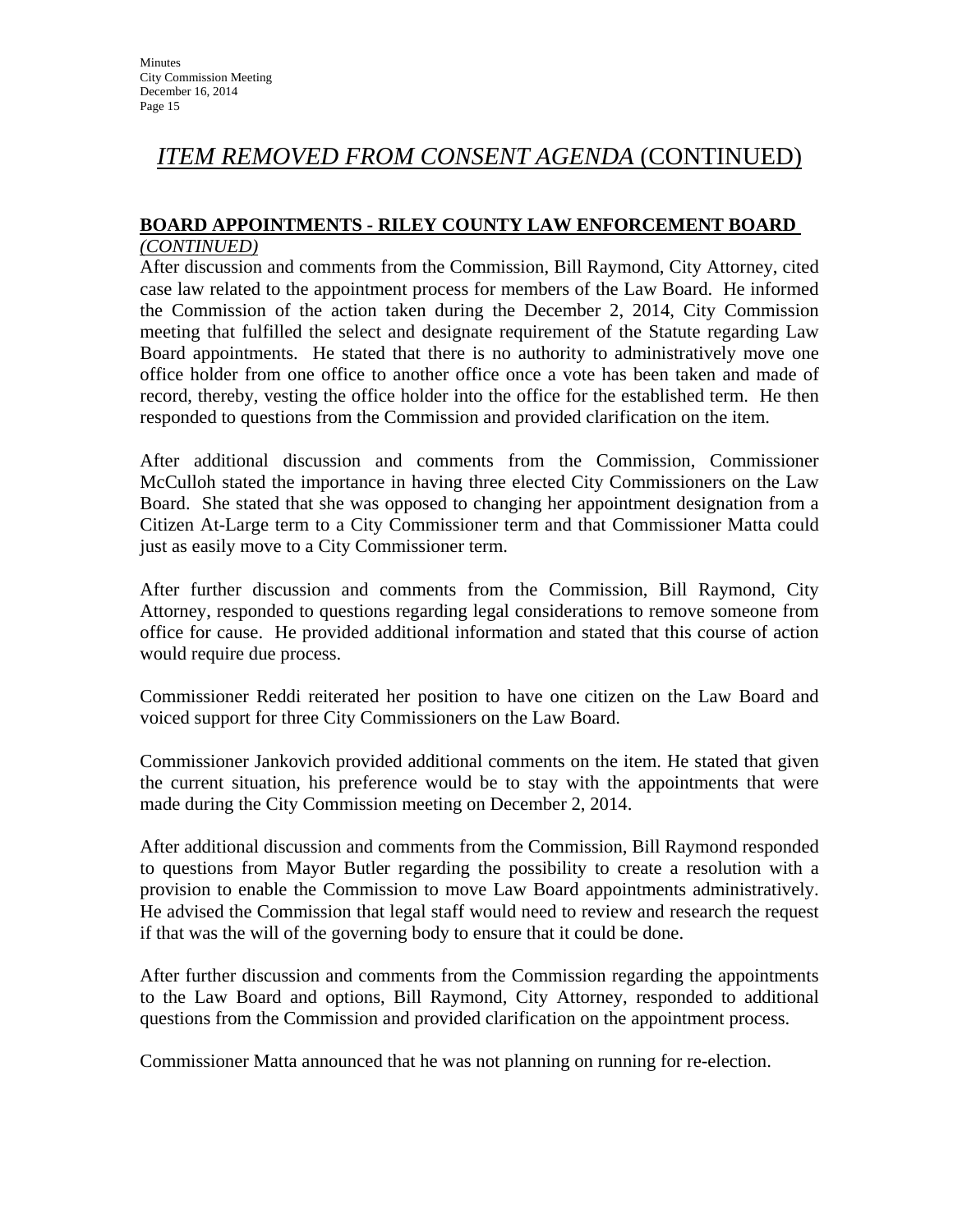# *ITEM REMOVED FROM CONSENT AGENDA* (CONTINUED)

**BOARD APPOINTMENTS - RILEY COUNTY LAW ENFORCEMENT BOARD**
*(CONTINUED)*

After discussion and comments from the Commission, Bill Raymond, City Attorney, cited case law related to the appointment process for members of the Law Board. He informed the Commission of the action taken during the December 2, 2014, City Commission meeting that fulfilled the select and designate requirement of the Statute regarding Law Board appointments. He stated that there is no authority to administratively move one office holder from one office to another office once a vote has been taken and made of record, thereby, vesting the office holder into the office for the established term. He then responded to questions from the Commission and provided clarification on the item.

After additional discussion and comments from the Commission, Commissioner McCulloh stated the importance in having three elected City Commissioners on the Law Board. She stated that she was opposed to changing her appointment designation from a Citizen At-Large term to a City Commissioner term and that Commissioner Matta could just as easily move to a City Commissioner term.

After further discussion and comments from the Commission, Bill Raymond, City Attorney, responded to questions regarding legal considerations to remove someone from office for cause. He provided additional information and stated that this course of action would require due process.

Commissioner Reddi reiterated her position to have one citizen on the Law Board and voiced support for three City Commissioners on the Law Board.

Commissioner Jankovich provided additional comments on the item. He stated that given the current situation, his preference would be to stay with the appointments that were made during the City Commission meeting on December 2, 2014.

After additional discussion and comments from the Commission, Bill Raymond responded to questions from Mayor Butler regarding the possibility to create a resolution with a provision to enable the Commission to move Law Board appointments administratively. He advised the Commission that legal staff would need to review and research the request if that was the will of the governing body to ensure that it could be done.

After further discussion and comments from the Commission regarding the appointments to the Law Board and options, Bill Raymond, City Attorney, responded to additional questions from the Commission and provided clarification on the appointment process.

Commissioner Matta announced that he was not planning on running for re-election.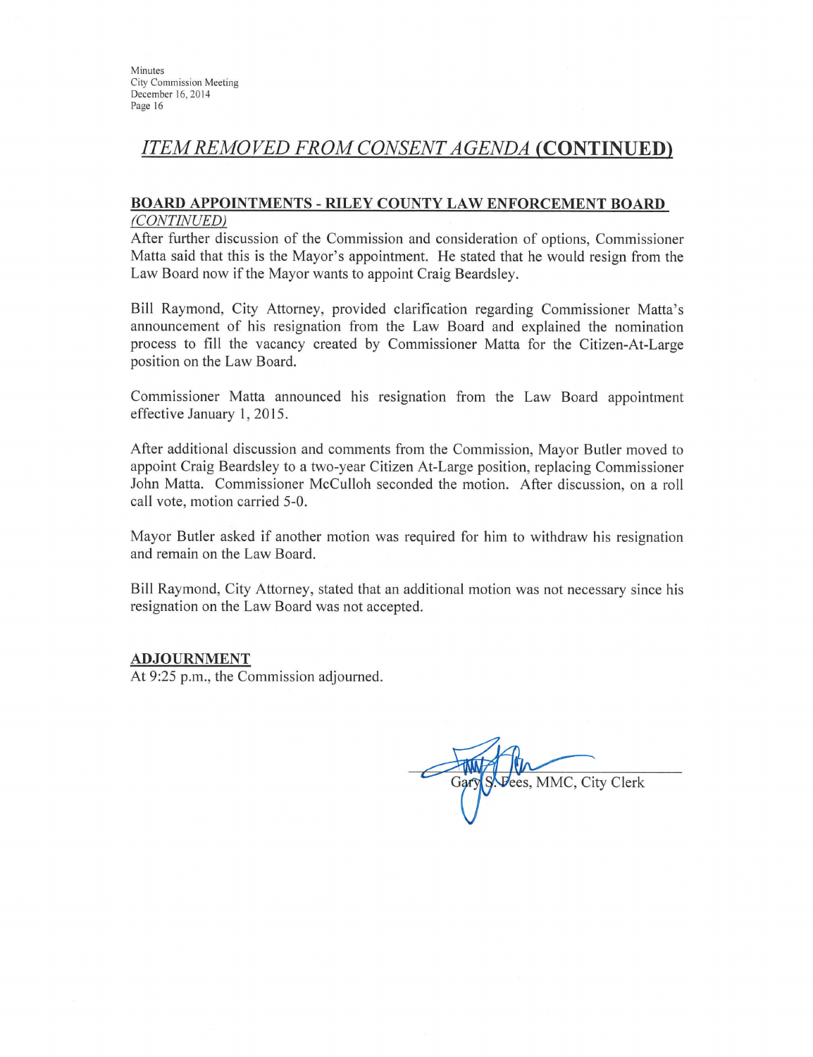## *ITEM REMOVED FROM CONSENT AGENDA* **(CONTINUED)**

**BOARD APPOINTMENTS - RILEY COUNTY LAW ENFORCEMENT BOARD**
*(CONTINUED)*

After further discussion of the Commission and consideration of options, Commissioner Matta said that this is the Mayor's appointment. He stated that he would resign from the Law Board now if the Mayor wants to appoint Craig Beardsley.

Bill Raymond, City Attorney, provided clarification regarding Commissioner Matta's announcement of his resignation from the Law Board and explained the nomination process to fill the vacancy created by Commissioner Matta for the Citizen-At-Large position on the Law Board.

Commissioner Matta announced his resignation from the Law Board appointment effective January 1, 2015.

After additional discussion and comments from the Commission, Mayor Butler moved to appoint Craig Beardsley to a two-year Citizen At-Large position, replacing Commissioner John Matta. Commissioner McCulloh seconded the motion. After discussion, on a roll call vote, motion carried 5-0.

Mayor Butler asked if another motion was required for him to withdraw his resignation and remain on the Law Board.

Bill Raymond, City Attorney, stated that an additional motion was not necessary since his resignation on the Law Board was not accepted.

**ADJOURNMENT**

At 9:25 p.m., the Commission adjourned.

Gary S. Fees, MMC, City Clerk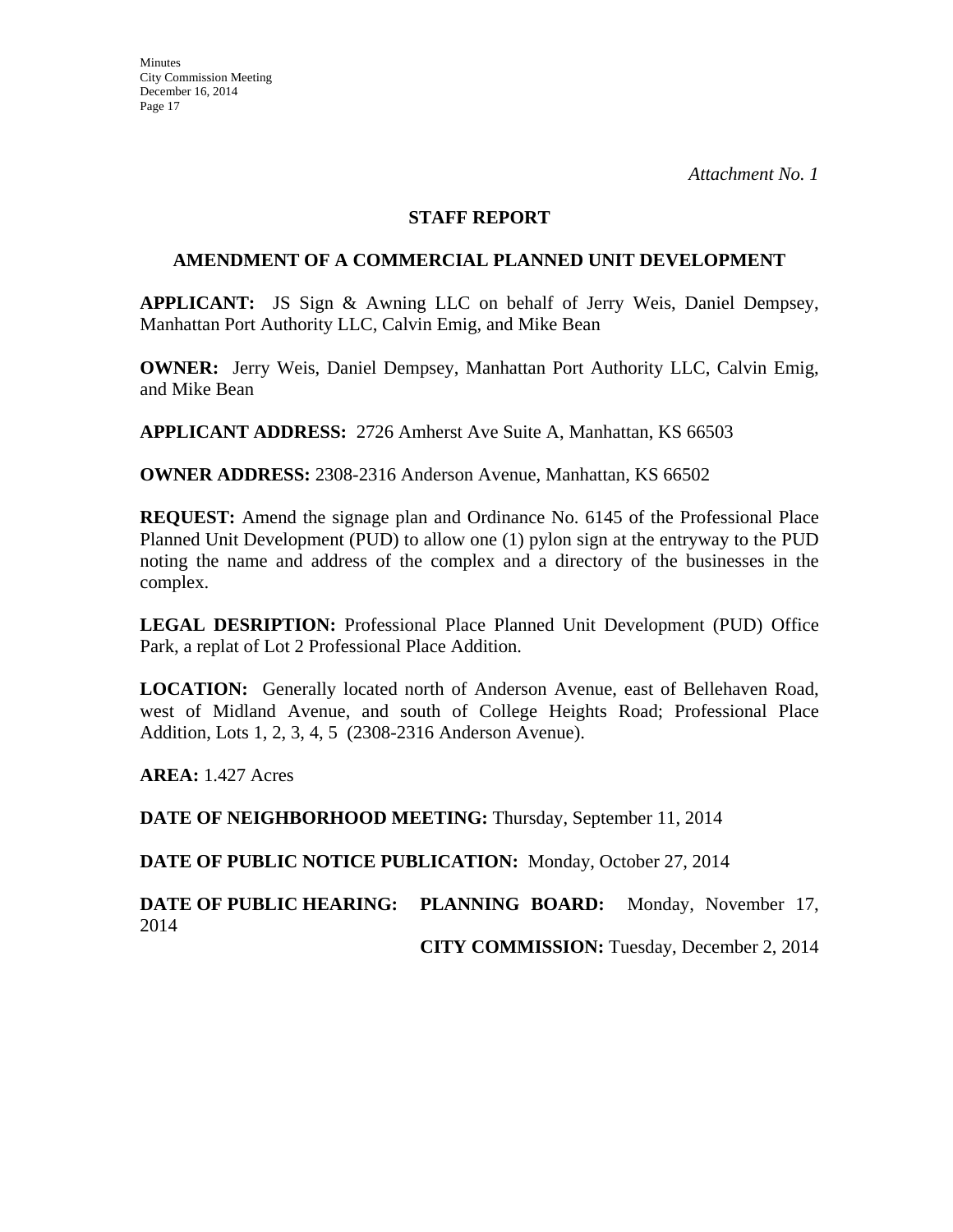*Attachment No. 1*

## STAFF REPORT

## AMENDMENT OF A COMMERCIAL PLANNED UNIT DEVELOPMENT

**APPLICANT:** JS Sign & Awning LLC on behalf of Jerry Weis, Daniel Dempsey, Manhattan Port Authority LLC, Calvin Emig, and Mike Bean

**OWNER:** Jerry Weis, Daniel Dempsey, Manhattan Port Authority LLC, Calvin Emig, and Mike Bean

**APPLICANT ADDRESS:** 2726 Amherst Ave Suite A, Manhattan, KS 66503

**OWNER ADDRESS:** 2308-2316 Anderson Avenue, Manhattan, KS 66502

**REQUEST:** Amend the signage plan and Ordinance No. 6145 of the Professional Place Planned Unit Development (PUD) to allow one (1) pylon sign at the entryway to the PUD noting the name and address of the complex and a directory of the businesses in the complex.

**LEGAL DESRIPTION:** Professional Place Planned Unit Development (PUD) Office Park, a replat of Lot 2 Professional Place Addition.

**LOCATION:** Generally located north of Anderson Avenue, east of Bellehaven Road, west of Midland Avenue, and south of College Heights Road; Professional Place Addition, Lots 1, 2, 3, 4, 5 (2308-2316 Anderson Avenue).

**AREA:** 1.427 Acres

**DATE OF NEIGHBORHOOD MEETING:** Thursday, September 11, 2014

**DATE OF PUBLIC NOTICE PUBLICATION:** Monday, October 27, 2014

**DATE OF PUBLIC HEARING:** **PLANNING BOARD:** Monday, November 17, 2014

**CITY COMMISSION:** Tuesday, December 2, 2014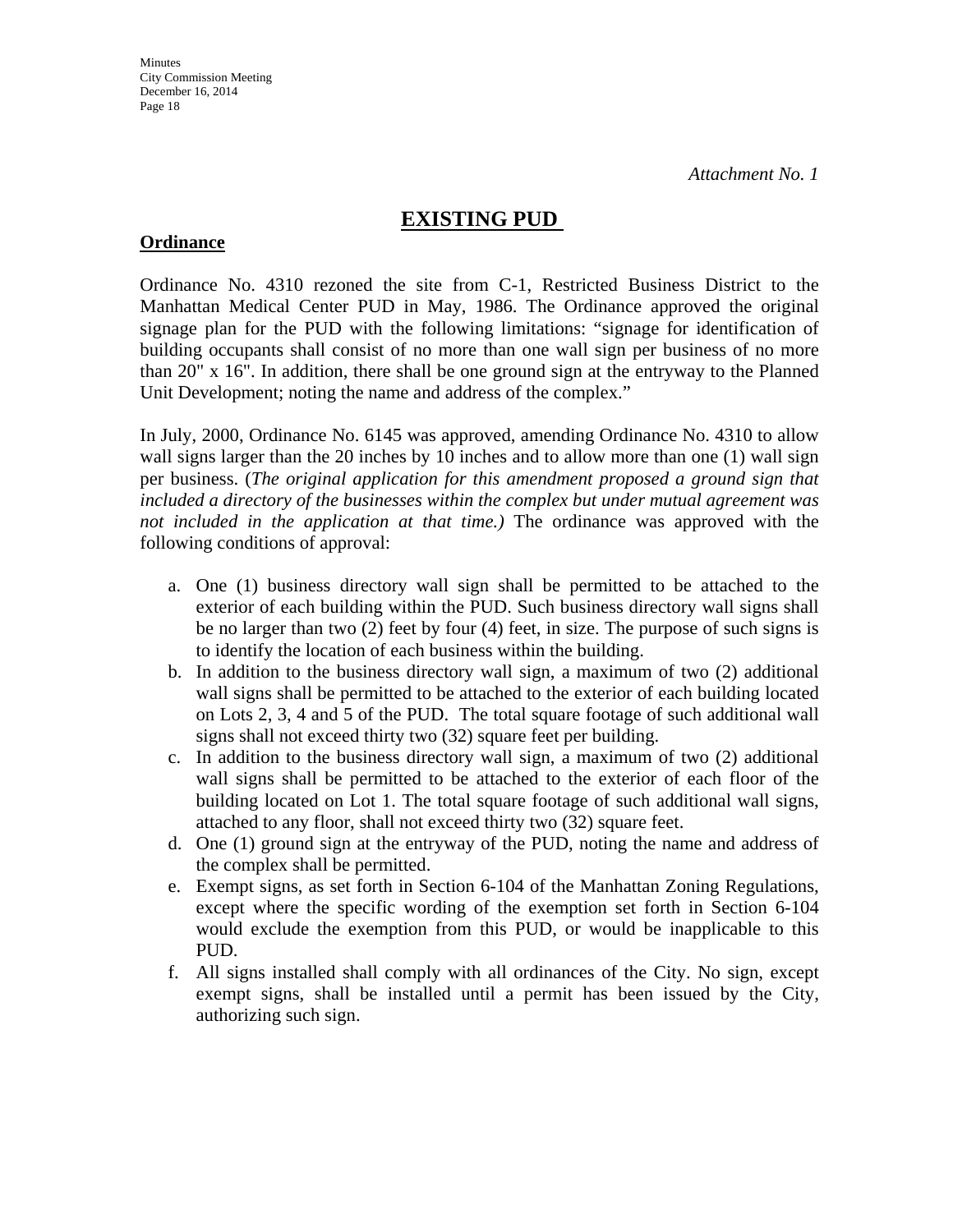*Attachment No. 1*

# EXISTING PUD

**Ordinance**

Ordinance No. 4310 rezoned the site from C-1, Restricted Business District to the Manhattan Medical Center PUD in May, 1986. The Ordinance approved the original signage plan for the PUD with the following limitations: "signage for identification of building occupants shall consist of no more than one wall sign per business of no more than 20" x 16". In addition, there shall be one ground sign at the entryway to the Planned Unit Development; noting the name and address of the complex."

In July, 2000, Ordinance No. 6145 was approved, amending Ordinance No. 4310 to allow wall signs larger than the 20 inches by 10 inches and to allow more than one (1) wall sign per business. (*The original application for this amendment proposed a ground sign that included a directory of the businesses within the complex but under mutual agreement was not included in the application at that time.)* The ordinance was approved with the following conditions of approval:

a. One (1) business directory wall sign shall be permitted to be attached to the exterior of each building within the PUD. Such business directory wall signs shall be no larger than two (2) feet by four (4) feet, in size. The purpose of such signs is to identify the location of each business within the building.
b. In addition to the business directory wall sign, a maximum of two (2) additional wall signs shall be permitted to be attached to the exterior of each building located on Lots 2, 3, 4 and 5 of the PUD. The total square footage of such additional wall signs shall not exceed thirty two (32) square feet per building.
c. In addition to the business directory wall sign, a maximum of two (2) additional wall signs shall be permitted to be attached to the exterior of each floor of the building located on Lot 1. The total square footage of such additional wall signs, attached to any floor, shall not exceed thirty two (32) square feet.
d. One (1) ground sign at the entryway of the PUD, noting the name and address of the complex shall be permitted.
e. Exempt signs, as set forth in Section 6-104 of the Manhattan Zoning Regulations, except where the specific wording of the exemption set forth in Section 6-104 would exclude the exemption from this PUD, or would be inapplicable to this PUD.
f. All signs installed shall comply with all ordinances of the City. No sign, except exempt signs, shall be installed until a permit has been issued by the City, authorizing such sign.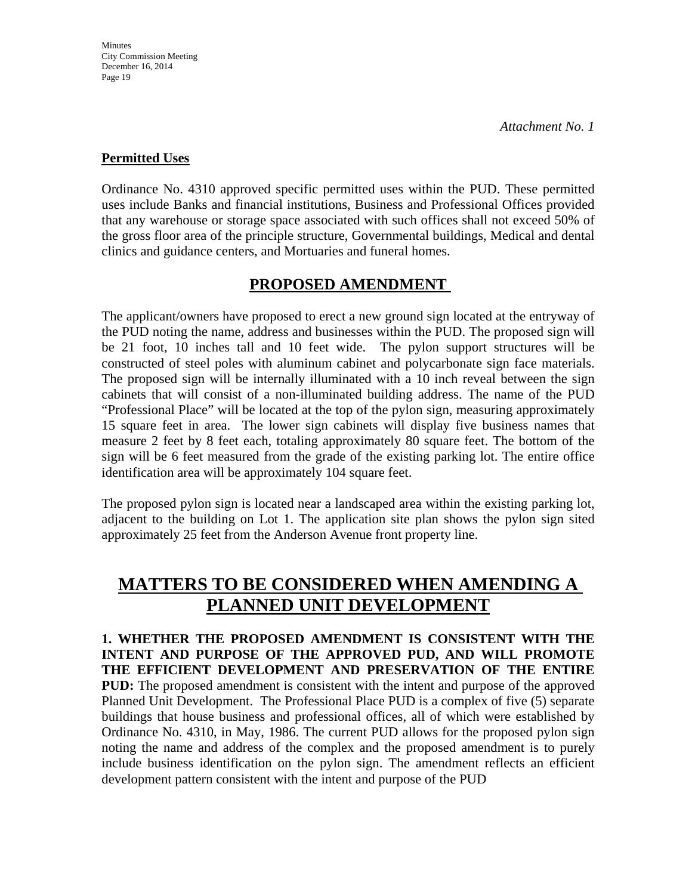*Attachment No. 1*

**Permitted Uses**

Ordinance No. 4310 approved specific permitted uses within the PUD. These permitted uses include Banks and financial institutions, Business and Professional Offices provided that any warehouse or storage space associated with such offices shall not exceed 50% of the gross floor area of the principle structure, Governmental buildings, Medical and dental clinics and guidance centers, and Mortuaries and funeral homes.

## PROPOSED AMENDMENT

The applicant/owners have proposed to erect a new ground sign located at the entryway of the PUD noting the name, address and businesses within the PUD. The proposed sign will be 21 foot, 10 inches tall and 10 feet wide. The pylon support structures will be constructed of steel poles with aluminum cabinet and polycarbonate sign face materials. The proposed sign will be internally illuminated with a 10 inch reveal between the sign cabinets that will consist of a non-illuminated building address. The name of the PUD "Professional Place" will be located at the top of the pylon sign, measuring approximately 15 square feet in area. The lower sign cabinets will display five business names that measure 2 feet by 8 feet each, totaling approximately 80 square feet. The bottom of the sign will be 6 feet measured from the grade of the existing parking lot. The entire office identification area will be approximately 104 square feet.

The proposed pylon sign is located near a landscaped area within the existing parking lot, adjacent to the building on Lot 1. The application site plan shows the pylon sign sited approximately 25 feet from the Anderson Avenue front property line.

# MATTERS TO BE CONSIDERED WHEN AMENDING A PLANNED UNIT DEVELOPMENT

**1. WHETHER THE PROPOSED AMENDMENT IS CONSISTENT WITH THE INTENT AND PURPOSE OF THE APPROVED PUD, AND WILL PROMOTE THE EFFICIENT DEVELOPMENT AND PRESERVATION OF THE ENTIRE PUD:** The proposed amendment is consistent with the intent and purpose of the approved Planned Unit Development. The Professional Place PUD is a complex of five (5) separate buildings that house business and professional offices, all of which were established by Ordinance No. 4310, in May, 1986. The current PUD allows for the proposed pylon sign noting the name and address of the complex and the proposed amendment is to purely include business identification on the pylon sign. The amendment reflects an efficient development pattern consistent with the intent and purpose of the PUD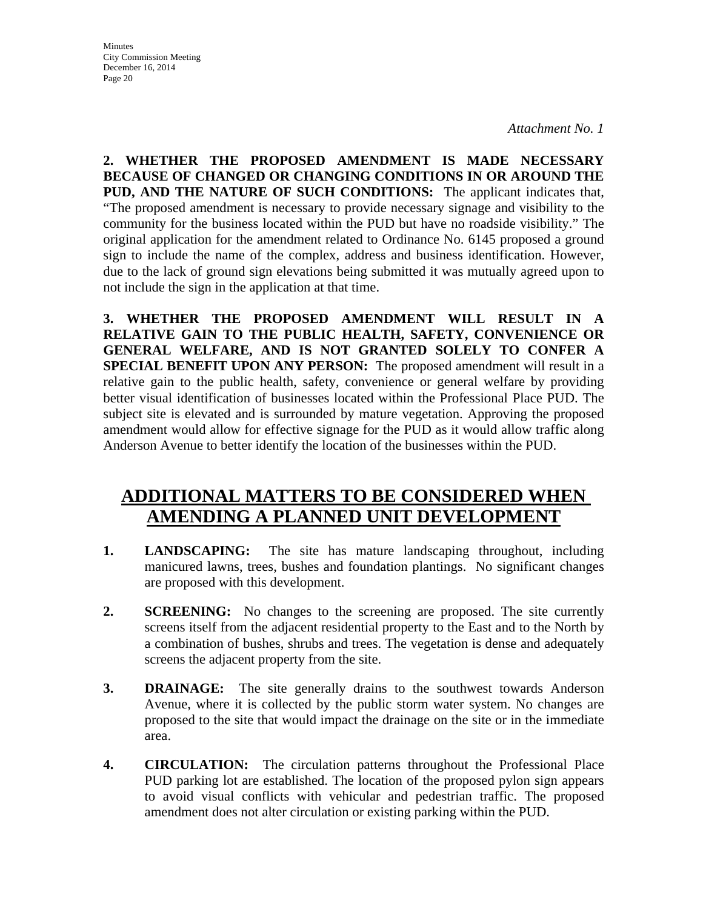*Attachment No. 1*

**2. WHETHER THE PROPOSED AMENDMENT IS MADE NECESSARY BECAUSE OF CHANGED OR CHANGING CONDITIONS IN OR AROUND THE PUD, AND THE NATURE OF SUCH CONDITIONS:** The applicant indicates that, "The proposed amendment is necessary to provide necessary signage and visibility to the community for the business located within the PUD but have no roadside visibility." The original application for the amendment related to Ordinance No. 6145 proposed a ground sign to include the name of the complex, address and business identification. However, due to the lack of ground sign elevations being submitted it was mutually agreed upon to not include the sign in the application at that time.

**3. WHETHER THE PROPOSED AMENDMENT WILL RESULT IN A RELATIVE GAIN TO THE PUBLIC HEALTH, SAFETY, CONVENIENCE OR GENERAL WELFARE, AND IS NOT GRANTED SOLELY TO CONFER A SPECIAL BENEFIT UPON ANY PERSON:** The proposed amendment will result in a relative gain to the public health, safety, convenience or general welfare by providing better visual identification of businesses located within the Professional Place PUD. The subject site is elevated and is surrounded by mature vegetation. Approving the proposed amendment would allow for effective signage for the PUD as it would allow traffic along Anderson Avenue to better identify the location of the businesses within the PUD.

## ADDITIONAL MATTERS TO BE CONSIDERED WHEN AMENDING A PLANNED UNIT DEVELOPMENT

1. **LANDSCAPING:** The site has mature landscaping throughout, including manicured lawns, trees, bushes and foundation plantings. No significant changes are proposed with this development.

2. **SCREENING:** No changes to the screening are proposed. The site currently screens itself from the adjacent residential property to the East and to the North by a combination of bushes, shrubs and trees. The vegetation is dense and adequately screens the adjacent property from the site.

3. **DRAINAGE:** The site generally drains to the southwest towards Anderson Avenue, where it is collected by the public storm water system. No changes are proposed to the site that would impact the drainage on the site or in the immediate area.

4. **CIRCULATION:** The circulation patterns throughout the Professional Place PUD parking lot are established. The location of the proposed pylon sign appears to avoid visual conflicts with vehicular and pedestrian traffic. The proposed amendment does not alter circulation or existing parking within the PUD.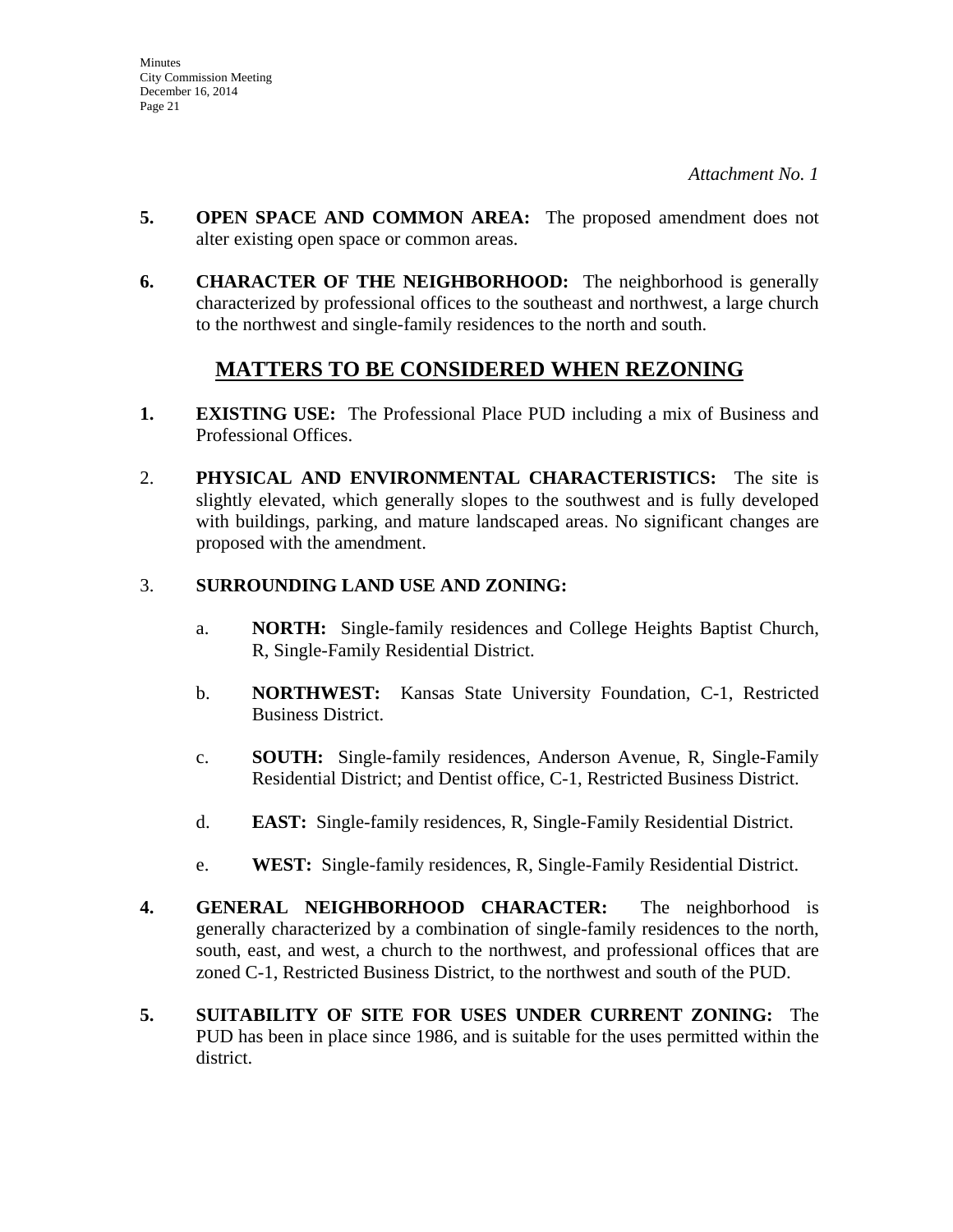*Attachment No. 1*

**5. OPEN SPACE AND COMMON AREA:** The proposed amendment does not alter existing open space or common areas.

**6. CHARACTER OF THE NEIGHBORHOOD:** The neighborhood is generally characterized by professional offices to the southeast and northwest, a large church to the northwest and single-family residences to the north and south.

## MATTERS TO BE CONSIDERED WHEN REZONING

**1. EXISTING USE:** The Professional Place PUD including a mix of Business and Professional Offices.

2. **PHYSICAL AND ENVIRONMENTAL CHARACTERISTICS:** The site is slightly elevated, which generally slopes to the southwest and is fully developed with buildings, parking, and mature landscaped areas. No significant changes are proposed with the amendment.

3. **SURROUNDING LAND USE AND ZONING:**

   a. **NORTH:** Single-family residences and College Heights Baptist Church, R, Single-Family Residential District.

   b. **NORTHWEST:** Kansas State University Foundation, C-1, Restricted Business District.

   c. **SOUTH:** Single-family residences, Anderson Avenue, R, Single-Family Residential District; and Dentist office, C-1, Restricted Business District.

   d. **EAST:** Single-family residences, R, Single-Family Residential District.

   e. **WEST:** Single-family residences, R, Single-Family Residential District.

**4. GENERAL NEIGHBORHOOD CHARACTER:** The neighborhood is generally characterized by a combination of single-family residences to the north, south, east, and west, a church to the northwest, and professional offices that are zoned C-1, Restricted Business District, to the northwest and south of the PUD.

**5. SUITABILITY OF SITE FOR USES UNDER CURRENT ZONING:** The PUD has been in place since 1986, and is suitable for the uses permitted within the district.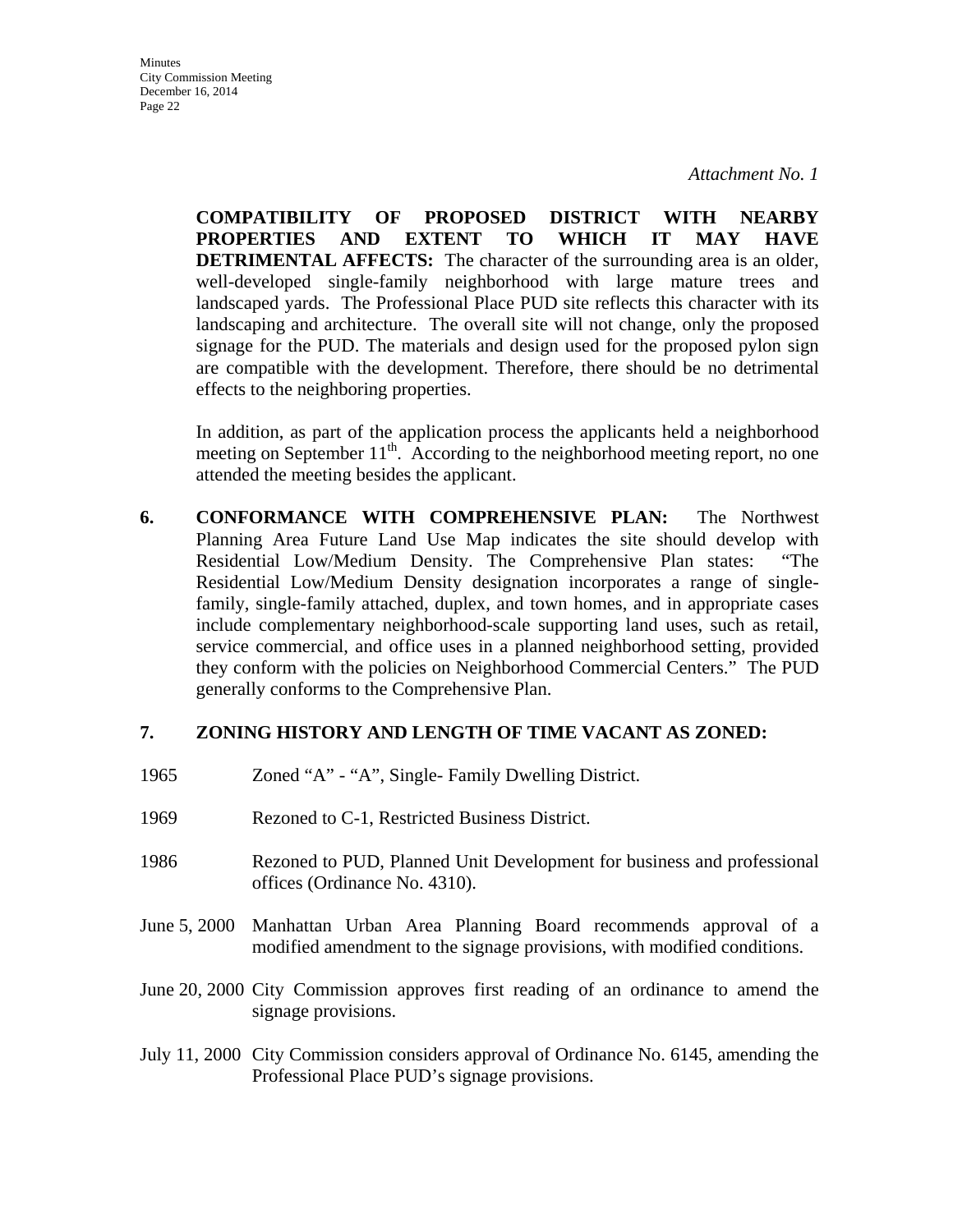*Attachment No. 1*

**COMPATIBILITY OF PROPOSED DISTRICT WITH NEARBY PROPERTIES AND EXTENT TO WHICH IT MAY HAVE DETRIMENTAL AFFECTS:** The character of the surrounding area is an older, well-developed single-family neighborhood with large mature trees and landscaped yards. The Professional Place PUD site reflects this character with its landscaping and architecture. The overall site will not change, only the proposed signage for the PUD. The materials and design used for the proposed pylon sign are compatible with the development. Therefore, there should be no detrimental effects to the neighboring properties.

In addition, as part of the application process the applicants held a neighborhood meeting on September 11th. According to the neighborhood meeting report, no one attended the meeting besides the applicant.

**6. CONFORMANCE WITH COMPREHENSIVE PLAN:** The Northwest Planning Area Future Land Use Map indicates the site should develop with Residential Low/Medium Density. The Comprehensive Plan states: "The Residential Low/Medium Density designation incorporates a range of single-family, single-family attached, duplex, and town homes, and in appropriate cases include complementary neighborhood-scale supporting land uses, such as retail, service commercial, and office uses in a planned neighborhood setting, provided they conform with the policies on Neighborhood Commercial Centers." The PUD generally conforms to the Comprehensive Plan.

**7. ZONING HISTORY AND LENGTH OF TIME VACANT AS ZONED:**

1965 Zoned "A" - "A", Single- Family Dwelling District.

1969 Rezoned to C-1, Restricted Business District.

1986 Rezoned to PUD, Planned Unit Development for business and professional offices (Ordinance No. 4310).

June 5, 2000 Manhattan Urban Area Planning Board recommends approval of a modified amendment to the signage provisions, with modified conditions.

June 20, 2000 City Commission approves first reading of an ordinance to amend the signage provisions.

July 11, 2000 City Commission considers approval of Ordinance No. 6145, amending the Professional Place PUD's signage provisions.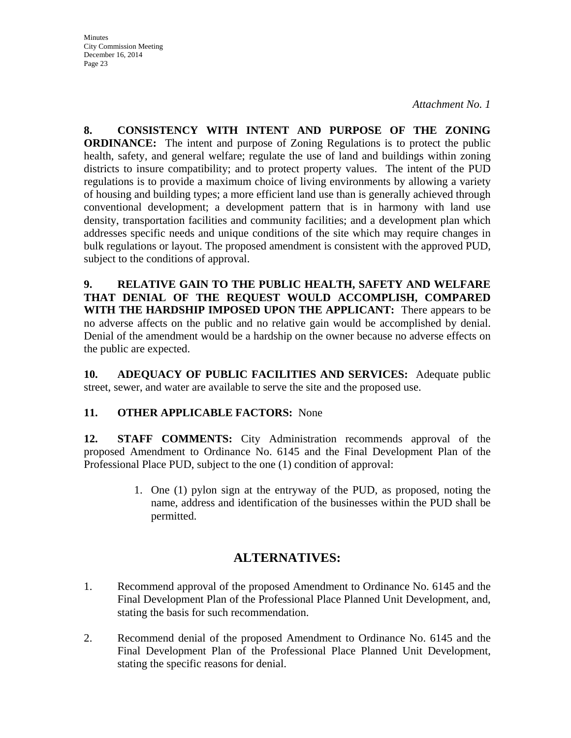*Attachment No. 1*

**8. CONSISTENCY WITH INTENT AND PURPOSE OF THE ZONING ORDINANCE:** The intent and purpose of Zoning Regulations is to protect the public health, safety, and general welfare; regulate the use of land and buildings within zoning districts to insure compatibility; and to protect property values. The intent of the PUD regulations is to provide a maximum choice of living environments by allowing a variety of housing and building types; a more efficient land use than is generally achieved through conventional development; a development pattern that is in harmony with land use density, transportation facilities and community facilities; and a development plan which addresses specific needs and unique conditions of the site which may require changes in bulk regulations or layout. The proposed amendment is consistent with the approved PUD, subject to the conditions of approval.

**9. RELATIVE GAIN TO THE PUBLIC HEALTH, SAFETY AND WELFARE THAT DENIAL OF THE REQUEST WOULD ACCOMPLISH, COMPARED WITH THE HARDSHIP IMPOSED UPON THE APPLICANT:** There appears to be no adverse affects on the public and no relative gain would be accomplished by denial. Denial of the amendment would be a hardship on the owner because no adverse effects on the public are expected.

**10. ADEQUACY OF PUBLIC FACILITIES AND SERVICES:** Adequate public street, sewer, and water are available to serve the site and the proposed use.

**11. OTHER APPLICABLE FACTORS:** None

**12. STAFF COMMENTS:** City Administration recommends approval of the proposed Amendment to Ordinance No. 6145 and the Final Development Plan of the Professional Place PUD, subject to the one (1) condition of approval:

1. One (1) pylon sign at the entryway of the PUD, as proposed, noting the name, address and identification of the businesses within the PUD shall be permitted.

## ALTERNATIVES:

1. Recommend approval of the proposed Amendment to Ordinance No. 6145 and the Final Development Plan of the Professional Place Planned Unit Development, and, stating the basis for such recommendation.

2. Recommend denial of the proposed Amendment to Ordinance No. 6145 and the Final Development Plan of the Professional Place Planned Unit Development, stating the specific reasons for denial.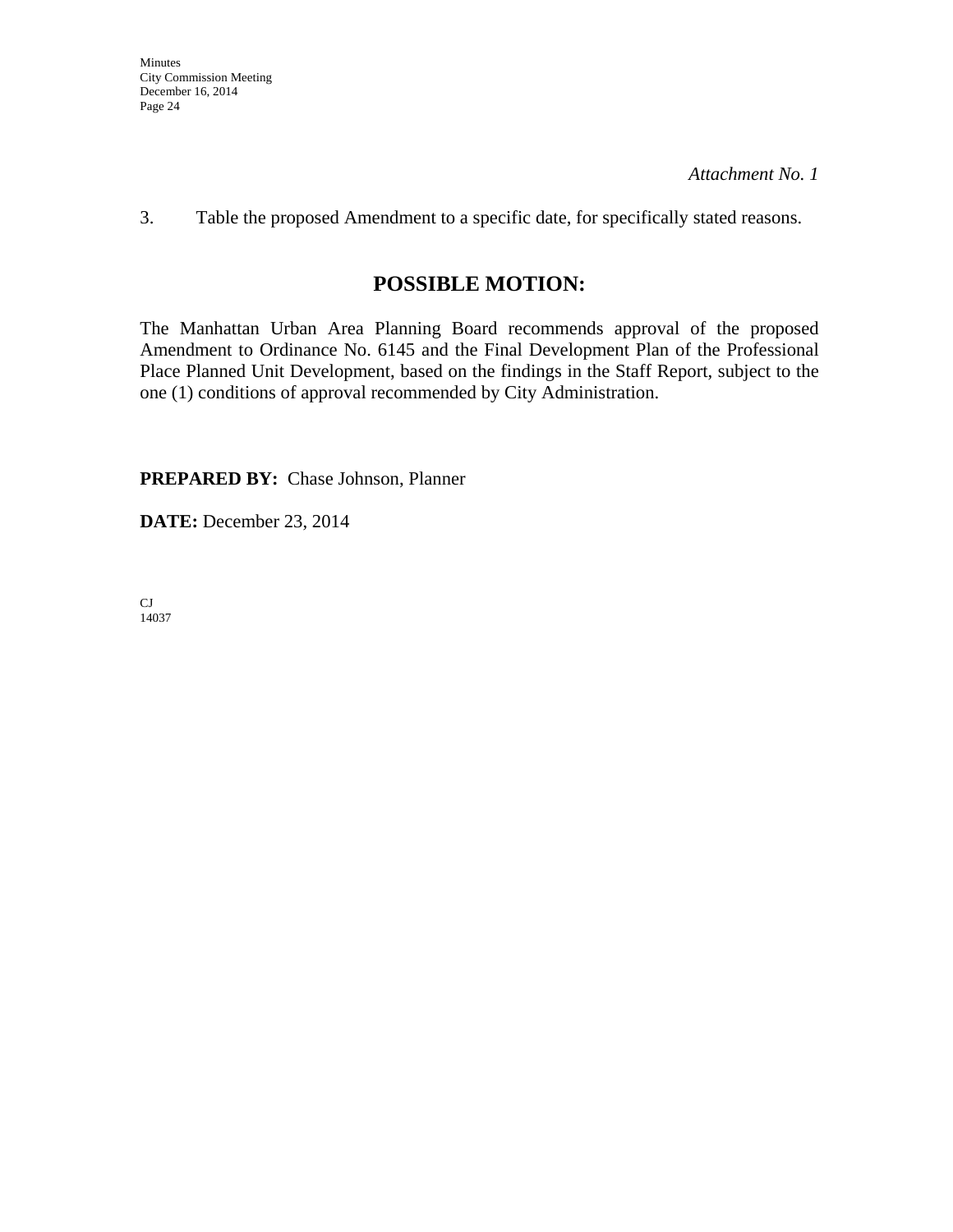*Attachment No. 1*

3. Table the proposed Amendment to a specific date, for specifically stated reasons.

## POSSIBLE MOTION:

The Manhattan Urban Area Planning Board recommends approval of the proposed Amendment to Ordinance No. 6145 and the Final Development Plan of the Professional Place Planned Unit Development, based on the findings in the Staff Report, subject to the one (1) conditions of approval recommended by City Administration.

**PREPARED BY:** Chase Johnson, Planner

**DATE:** December 23, 2014

CJ
14037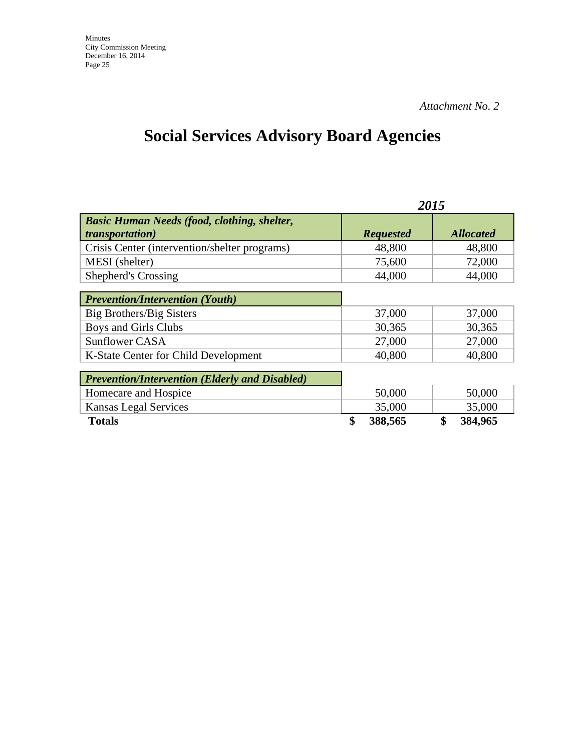*Attachment No. 2*

# Social Services Advisory Board Agencies

| | 2015 | |
|---|---|---|
| ***Basic Human Needs (food, clothing, shelter, transportation)*** | ***Requested*** | ***Allocated*** |
| Crisis Center (intervention/shelter programs) | 48,800 | 48,800 |
| MESI (shelter) | 75,600 | 72,000 |
| Shepherd's Crossing | 44,000 | 44,000 |
| ***Prevention/Intervention (Youth)*** | | |
| Big Brothers/Big Sisters | 37,000 | 37,000 |
| Boys and Girls Clubs | 30,365 | 30,365 |
| Sunflower CASA | 27,000 | 27,000 |
| K-State Center for Child Development | 40,800 | 40,800 |
| ***Prevention/Intervention (Elderly and Disabled)*** | | |
| Homecare and Hospice | 50,000 | 50,000 |
| Kansas Legal Services | 35,000 | 35,000 |
| **Totals** | **$ 388,565** | **$ 384,965** |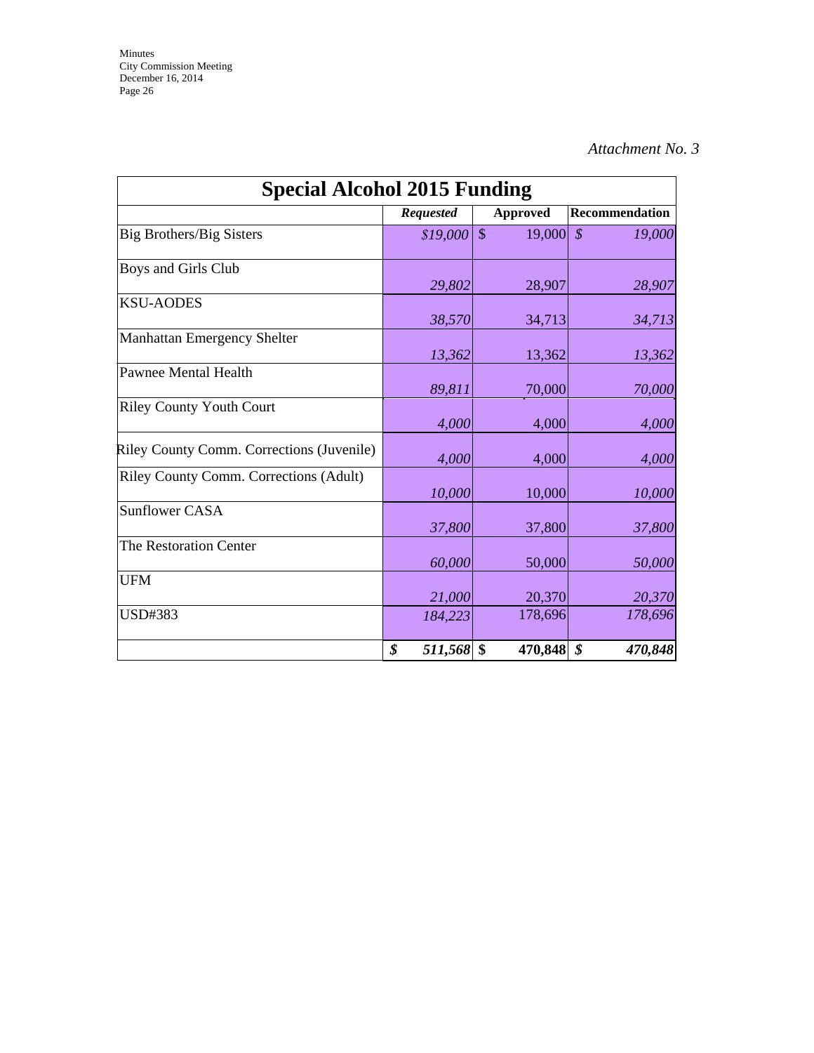*Attachment No. 3*

| Special Alcohol 2015 Funding | | | |
|---|---|---|---|
| | ***Requested*** | **Approved** | **Recommendation** |
| Big Brothers/Big Sisters | *$19,000* | $ 19,000 | *$ 19,000* |
| Boys and Girls Club | *29,802* | 28,907 | *28,907* |
| KSU-AODES | *38,570* | 34,713 | *34,713* |
| Manhattan Emergency Shelter | *13,362* | 13,362 | *13,362* |
| Pawnee Mental Health | *89,811* | 70,000 | *70,000* |
| Riley County Youth Court | *4,000* | 4,000 | *4,000* |
| Riley County Comm. Corrections (Juvenile) | *4,000* | 4,000 | *4,000* |
| Riley County Comm. Corrections (Adult) | *10,000* | 10,000 | *10,000* |
| Sunflower CASA | *37,800* | 37,800 | *37,800* |
| The Restoration Center | *60,000* | 50,000 | *50,000* |
| UFM | *21,000* | 20,370 | *20,370* |
| USD#383 | *184,223* | 178,696 | *178,696* |
| | ***$ 511,568*** | **$ 470,848** | ***$ 470,848*** |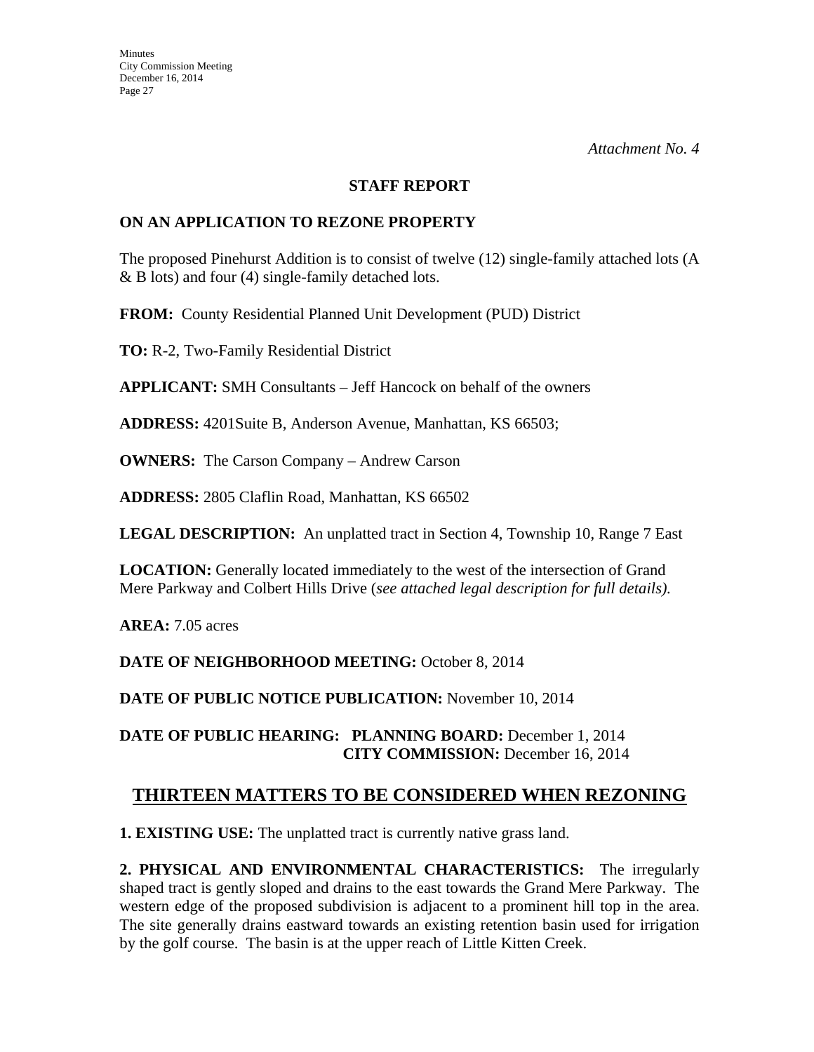*Attachment No. 4*

**STAFF REPORT**

**ON AN APPLICATION TO REZONE PROPERTY**

The proposed Pinehurst Addition is to consist of twelve (12) single-family attached lots (A & B lots) and four (4) single-family detached lots.

**FROM:** County Residential Planned Unit Development (PUD) District

**TO:** R-2, Two-Family Residential District

**APPLICANT:** SMH Consultants – Jeff Hancock on behalf of the owners

**ADDRESS:** 4201Suite B, Anderson Avenue, Manhattan, KS 66503;

**OWNERS:** The Carson Company – Andrew Carson

**ADDRESS:** 2805 Claflin Road, Manhattan, KS 66502

**LEGAL DESCRIPTION:** An unplatted tract in Section 4, Township 10, Range 7 East

**LOCATION:** Generally located immediately to the west of the intersection of Grand Mere Parkway and Colbert Hills Drive (*see attached legal description for full details).*

**AREA:** 7.05 acres

**DATE OF NEIGHBORHOOD MEETING:** October 8, 2014

**DATE OF PUBLIC NOTICE PUBLICATION:** November 10, 2014

**DATE OF PUBLIC HEARING: PLANNING BOARD:** December 1, 2014
**CITY COMMISSION:** December 16, 2014

## THIRTEEN MATTERS TO BE CONSIDERED WHEN REZONING

**1. EXISTING USE:** The unplatted tract is currently native grass land.

**2. PHYSICAL AND ENVIRONMENTAL CHARACTERISTICS:** The irregularly shaped tract is gently sloped and drains to the east towards the Grand Mere Parkway. The western edge of the proposed subdivision is adjacent to a prominent hill top in the area. The site generally drains eastward towards an existing retention basin used for irrigation by the golf course. The basin is at the upper reach of Little Kitten Creek.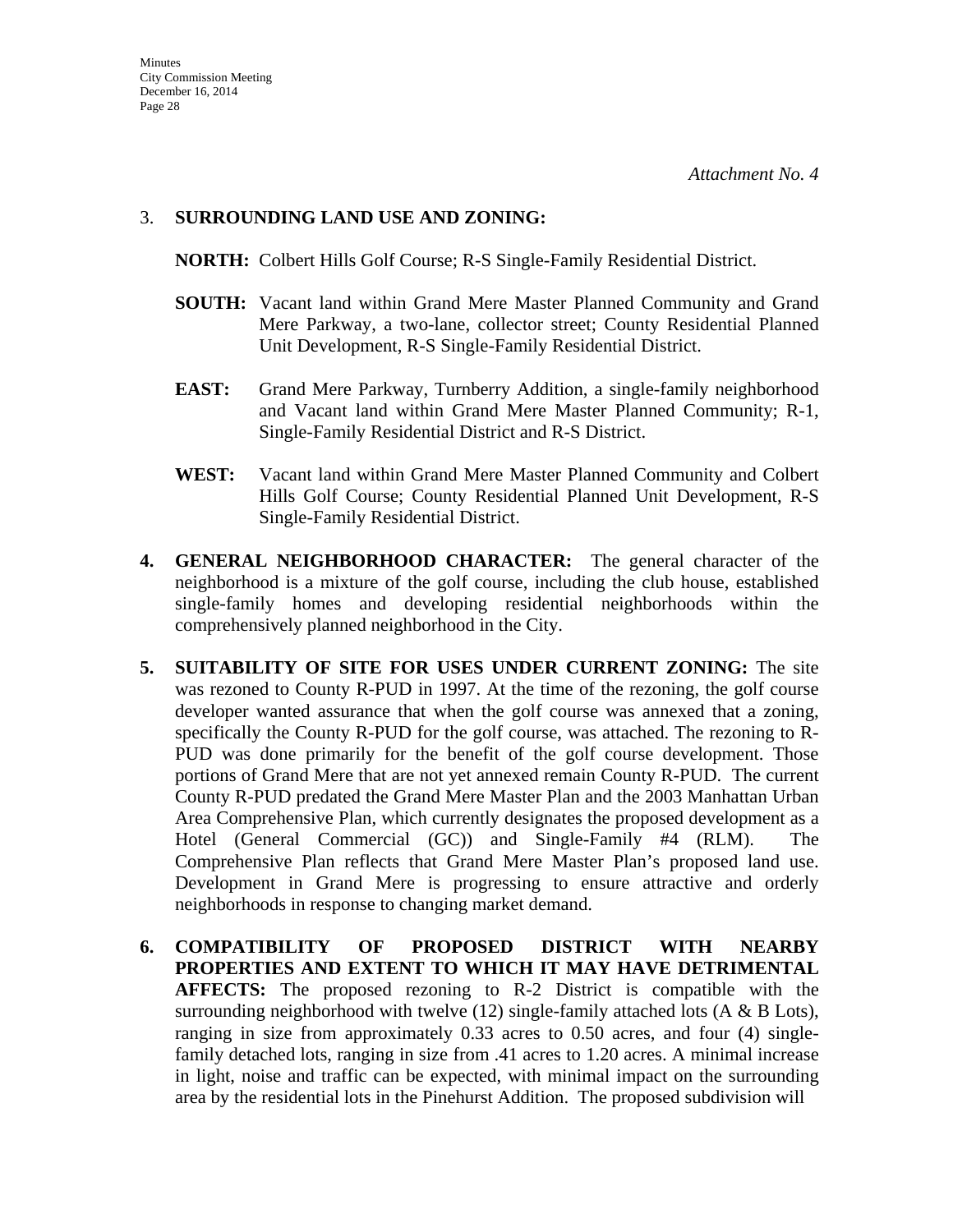*Attachment No. 4*

3. **SURROUNDING LAND USE AND ZONING:**

   **NORTH:** Colbert Hills Golf Course; R-S Single-Family Residential District.

   **SOUTH:** Vacant land within Grand Mere Master Planned Community and Grand Mere Parkway, a two-lane, collector street; County Residential Planned Unit Development, R-S Single-Family Residential District.

   **EAST:** Grand Mere Parkway, Turnberry Addition, a single-family neighborhood and Vacant land within Grand Mere Master Planned Community; R-1, Single-Family Residential District and R-S District.

   **WEST:** Vacant land within Grand Mere Master Planned Community and Colbert Hills Golf Course; County Residential Planned Unit Development, R-S Single-Family Residential District.

4. **GENERAL NEIGHBORHOOD CHARACTER:** The general character of the neighborhood is a mixture of the golf course, including the club house, established single-family homes and developing residential neighborhoods within the comprehensively planned neighborhood in the City.

5. **SUITABILITY OF SITE FOR USES UNDER CURRENT ZONING:** The site was rezoned to County R-PUD in 1997. At the time of the rezoning, the golf course developer wanted assurance that when the golf course was annexed that a zoning, specifically the County R-PUD for the golf course, was attached. The rezoning to R-PUD was done primarily for the benefit of the golf course development. Those portions of Grand Mere that are not yet annexed remain County R-PUD. The current County R-PUD predated the Grand Mere Master Plan and the 2003 Manhattan Urban Area Comprehensive Plan, which currently designates the proposed development as a Hotel (General Commercial (GC)) and Single-Family #4 (RLM). The Comprehensive Plan reflects that Grand Mere Master Plan's proposed land use. Development in Grand Mere is progressing to ensure attractive and orderly neighborhoods in response to changing market demand.

6. **COMPATIBILITY OF PROPOSED DISTRICT WITH NEARBY PROPERTIES AND EXTENT TO WHICH IT MAY HAVE DETRIMENTAL AFFECTS:** The proposed rezoning to R-2 District is compatible with the surrounding neighborhood with twelve (12) single-family attached lots (A & B Lots), ranging in size from approximately 0.33 acres to 0.50 acres, and four (4) single-family detached lots, ranging in size from .41 acres to 1.20 acres. A minimal increase in light, noise and traffic can be expected, with minimal impact on the surrounding area by the residential lots in the Pinehurst Addition. The proposed subdivision will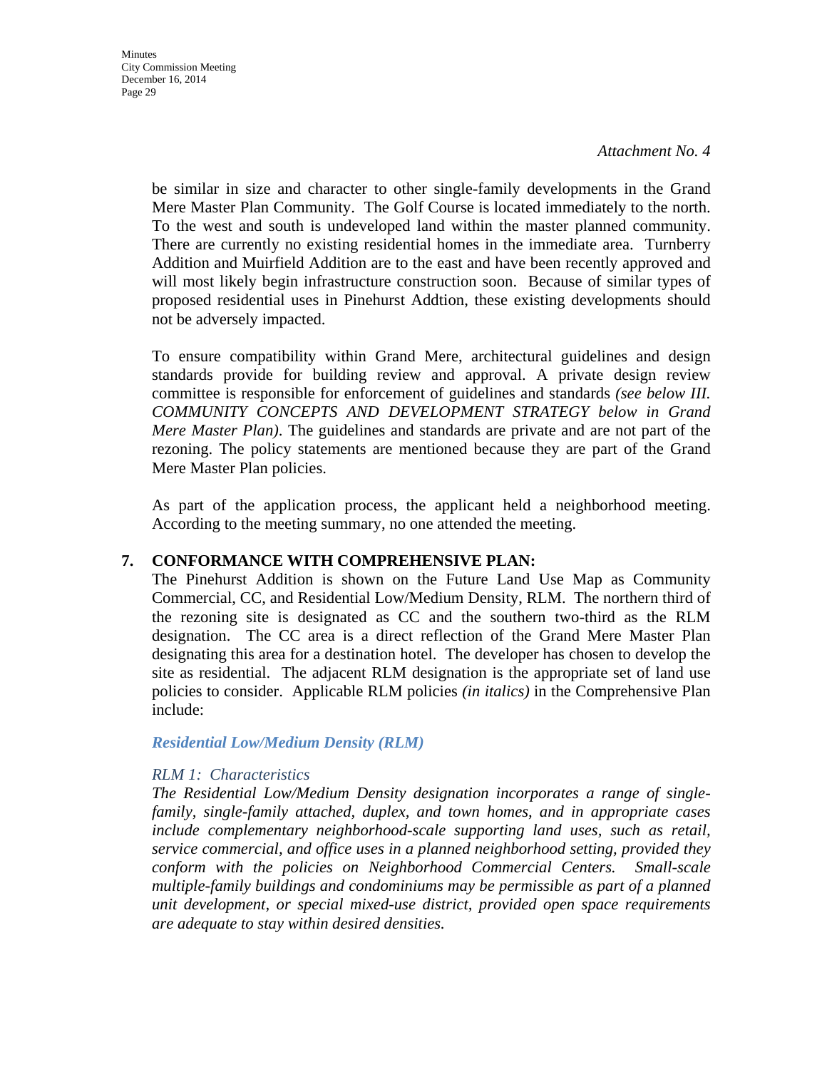*Attachment No. 4*

be similar in size and character to other single-family developments in the Grand Mere Master Plan Community. The Golf Course is located immediately to the north. To the west and south is undeveloped land within the master planned community. There are currently no existing residential homes in the immediate area. Turnberry Addition and Muirfield Addition are to the east and have been recently approved and will most likely begin infrastructure construction soon. Because of similar types of proposed residential uses in Pinehurst Addtion, these existing developments should not be adversely impacted.

To ensure compatibility within Grand Mere, architectural guidelines and design standards provide for building review and approval. A private design review committee is responsible for enforcement of guidelines and standards *(see below III. COMMUNITY CONCEPTS AND DEVELOPMENT STRATEGY below in Grand Mere Master Plan)*. The guidelines and standards are private and are not part of the rezoning. The policy statements are mentioned because they are part of the Grand Mere Master Plan policies.

As part of the application process, the applicant held a neighborhood meeting. According to the meeting summary, no one attended the meeting.

**7. CONFORMANCE WITH COMPREHENSIVE PLAN:**

The Pinehurst Addition is shown on the Future Land Use Map as Community Commercial, CC, and Residential Low/Medium Density, RLM. The northern third of the rezoning site is designated as CC and the southern two-third as the RLM designation. The CC area is a direct reflection of the Grand Mere Master Plan designating this area for a destination hotel. The developer has chosen to develop the site as residential. The adjacent RLM designation is the appropriate set of land use policies to consider. Applicable RLM policies *(in italics)* in the Comprehensive Plan include:

***Residential Low/Medium Density (RLM)***

*RLM 1: Characteristics*

*The Residential Low/Medium Density designation incorporates a range of single-family, single-family attached, duplex, and town homes, and in appropriate cases include complementary neighborhood-scale supporting land uses, such as retail, service commercial, and office uses in a planned neighborhood setting, provided they conform with the policies on Neighborhood Commercial Centers. Small-scale multiple-family buildings and condominiums may be permissible as part of a planned unit development, or special mixed-use district, provided open space requirements are adequate to stay within desired densities.*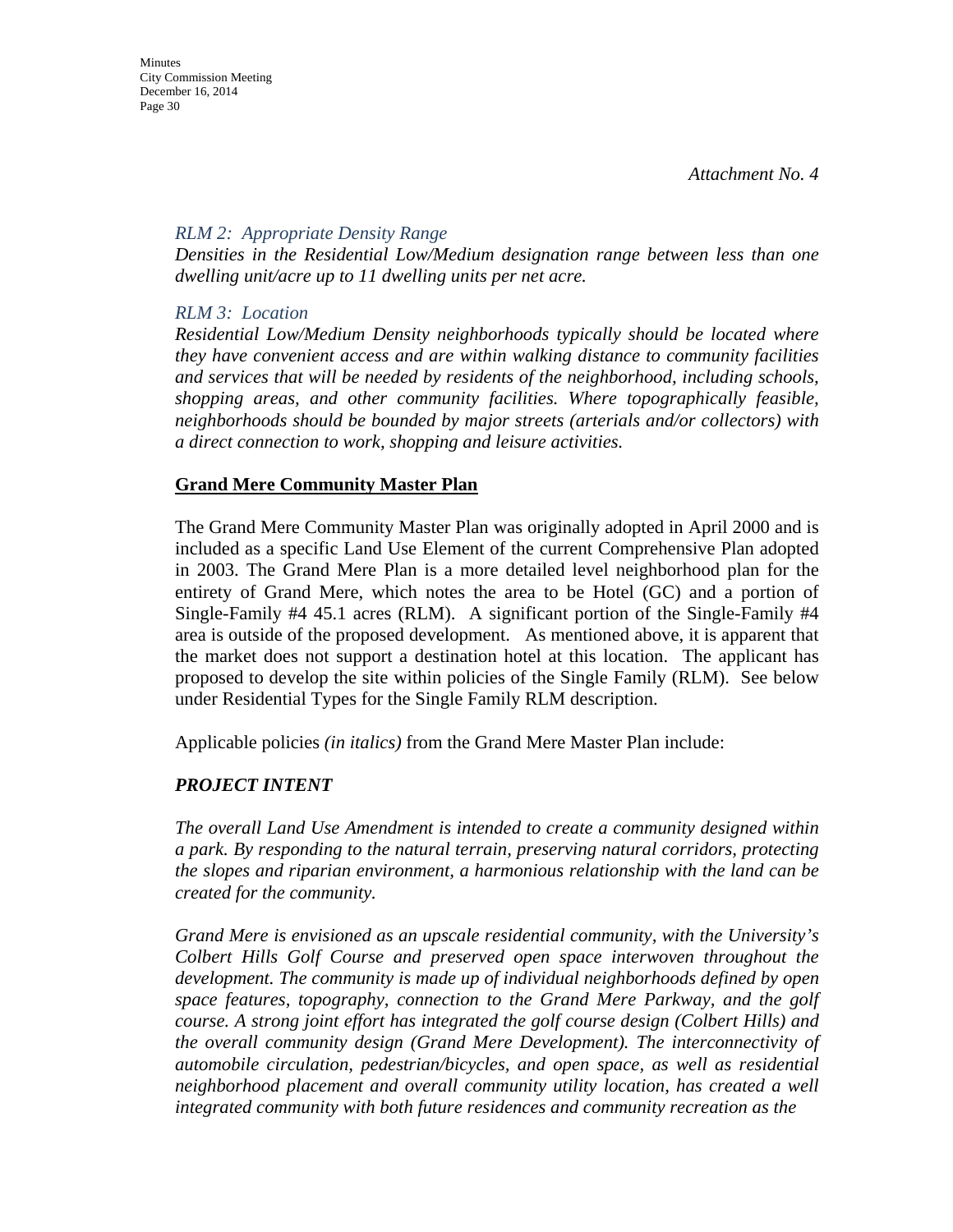*Attachment No. 4*

*RLM 2: Appropriate Density Range*
*Densities in the Residential Low/Medium designation range between less than one dwelling unit/acre up to 11 dwelling units per net acre.*

*RLM 3: Location*
*Residential Low/Medium Density neighborhoods typically should be located where they have convenient access and are within walking distance to community facilities and services that will be needed by residents of the neighborhood, including schools, shopping areas, and other community facilities. Where topographically feasible, neighborhoods should be bounded by major streets (arterials and/or collectors) with a direct connection to work, shopping and leisure activities.*

**Grand Mere Community Master Plan**

The Grand Mere Community Master Plan was originally adopted in April 2000 and is included as a specific Land Use Element of the current Comprehensive Plan adopted in 2003. The Grand Mere Plan is a more detailed level neighborhood plan for the entirety of Grand Mere, which notes the area to be Hotel (GC) and a portion of Single-Family #4 45.1 acres (RLM). A significant portion of the Single-Family #4 area is outside of the proposed development. As mentioned above, it is apparent that the market does not support a destination hotel at this location. The applicant has proposed to develop the site within policies of the Single Family (RLM). See below under Residential Types for the Single Family RLM description.

Applicable policies *(in italics)* from the Grand Mere Master Plan include:

***PROJECT INTENT***

*The overall Land Use Amendment is intended to create a community designed within a park. By responding to the natural terrain, preserving natural corridors, protecting the slopes and riparian environment, a harmonious relationship with the land can be created for the community.*

*Grand Mere is envisioned as an upscale residential community, with the University's Colbert Hills Golf Course and preserved open space interwoven throughout the development. The community is made up of individual neighborhoods defined by open space features, topography, connection to the Grand Mere Parkway, and the golf course. A strong joint effort has integrated the golf course design (Colbert Hills) and the overall community design (Grand Mere Development). The interconnectivity of automobile circulation, pedestrian/bicycles, and open space, as well as residential neighborhood placement and overall community utility location, has created a well integrated community with both future residences and community recreation as the*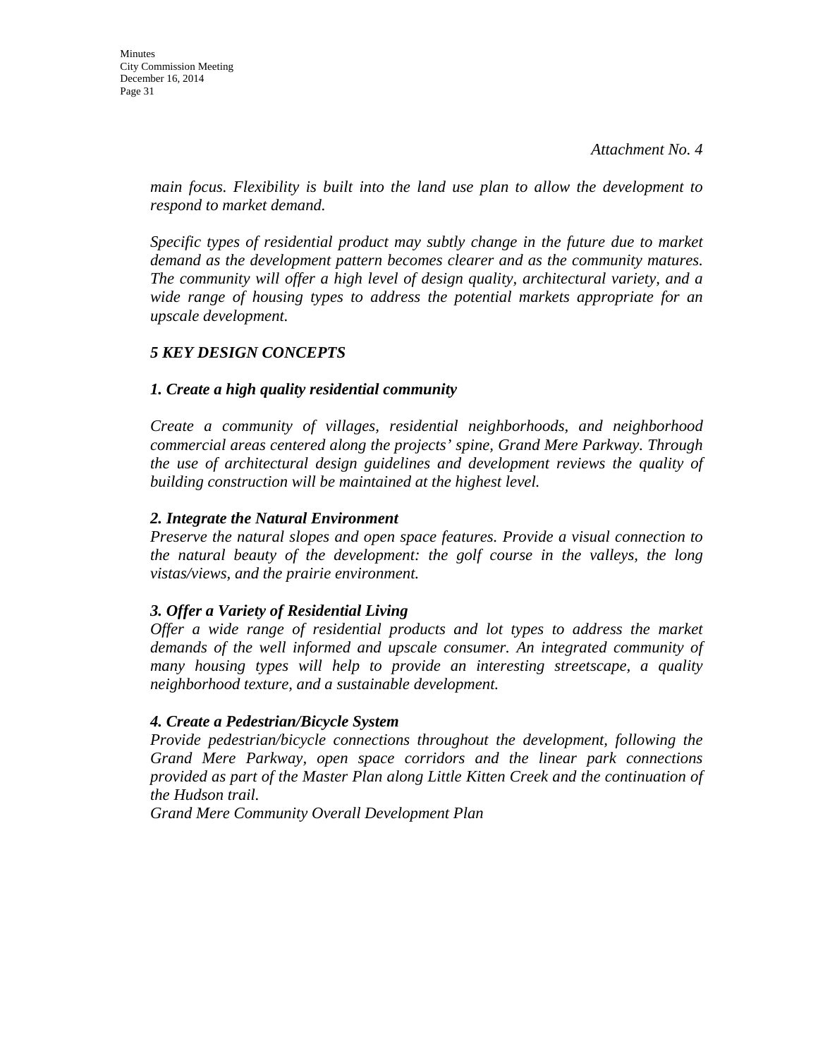*Attachment No. 4*

*main focus. Flexibility is built into the land use plan to allow the development to respond to market demand.*

*Specific types of residential product may subtly change in the future due to market demand as the development pattern becomes clearer and as the community matures. The community will offer a high level of design quality, architectural variety, and a wide range of housing types to address the potential markets appropriate for an upscale development.*

***5 KEY DESIGN CONCEPTS***

***1. Create a high quality residential community***

*Create a community of villages, residential neighborhoods, and neighborhood commercial areas centered along the projects' spine, Grand Mere Parkway. Through the use of architectural design guidelines and development reviews the quality of building construction will be maintained at the highest level.*

***2. Integrate the Natural Environment***

*Preserve the natural slopes and open space features. Provide a visual connection to the natural beauty of the development: the golf course in the valleys, the long vistas/views, and the prairie environment.*

***3. Offer a Variety of Residential Living***

*Offer a wide range of residential products and lot types to address the market demands of the well informed and upscale consumer. An integrated community of many housing types will help to provide an interesting streetscape, a quality neighborhood texture, and a sustainable development.*

***4. Create a Pedestrian/Bicycle System***

*Provide pedestrian/bicycle connections throughout the development, following the Grand Mere Parkway, open space corridors and the linear park connections provided as part of the Master Plan along Little Kitten Creek and the continuation of the Hudson trail.*

*Grand Mere Community Overall Development Plan*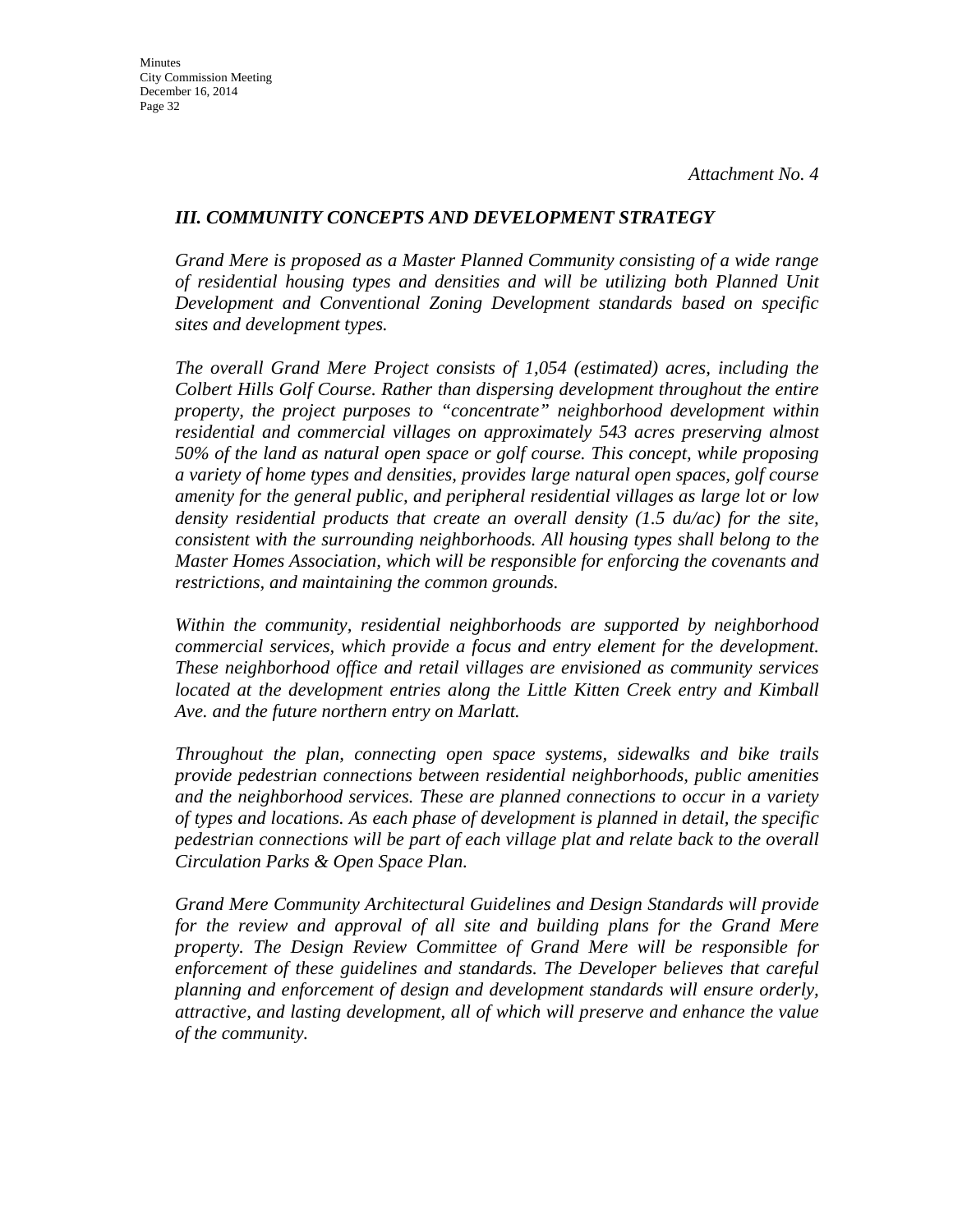*Attachment No. 4*

## *III. COMMUNITY CONCEPTS AND DEVELOPMENT STRATEGY*

*Grand Mere is proposed as a Master Planned Community consisting of a wide range of residential housing types and densities and will be utilizing both Planned Unit Development and Conventional Zoning Development standards based on specific sites and development types.*

*The overall Grand Mere Project consists of 1,054 (estimated) acres, including the Colbert Hills Golf Course. Rather than dispersing development throughout the entire property, the project purposes to "concentrate" neighborhood development within residential and commercial villages on approximately 543 acres preserving almost 50% of the land as natural open space or golf course. This concept, while proposing a variety of home types and densities, provides large natural open spaces, golf course amenity for the general public, and peripheral residential villages as large lot or low density residential products that create an overall density (1.5 du/ac) for the site, consistent with the surrounding neighborhoods. All housing types shall belong to the Master Homes Association, which will be responsible for enforcing the covenants and restrictions, and maintaining the common grounds.*

*Within the community, residential neighborhoods are supported by neighborhood commercial services, which provide a focus and entry element for the development. These neighborhood office and retail villages are envisioned as community services located at the development entries along the Little Kitten Creek entry and Kimball Ave. and the future northern entry on Marlatt.*

*Throughout the plan, connecting open space systems, sidewalks and bike trails provide pedestrian connections between residential neighborhoods, public amenities and the neighborhood services. These are planned connections to occur in a variety of types and locations. As each phase of development is planned in detail, the specific pedestrian connections will be part of each village plat and relate back to the overall Circulation Parks & Open Space Plan.*

*Grand Mere Community Architectural Guidelines and Design Standards will provide for the review and approval of all site and building plans for the Grand Mere property. The Design Review Committee of Grand Mere will be responsible for enforcement of these guidelines and standards. The Developer believes that careful planning and enforcement of design and development standards will ensure orderly, attractive, and lasting development, all of which will preserve and enhance the value of the community.*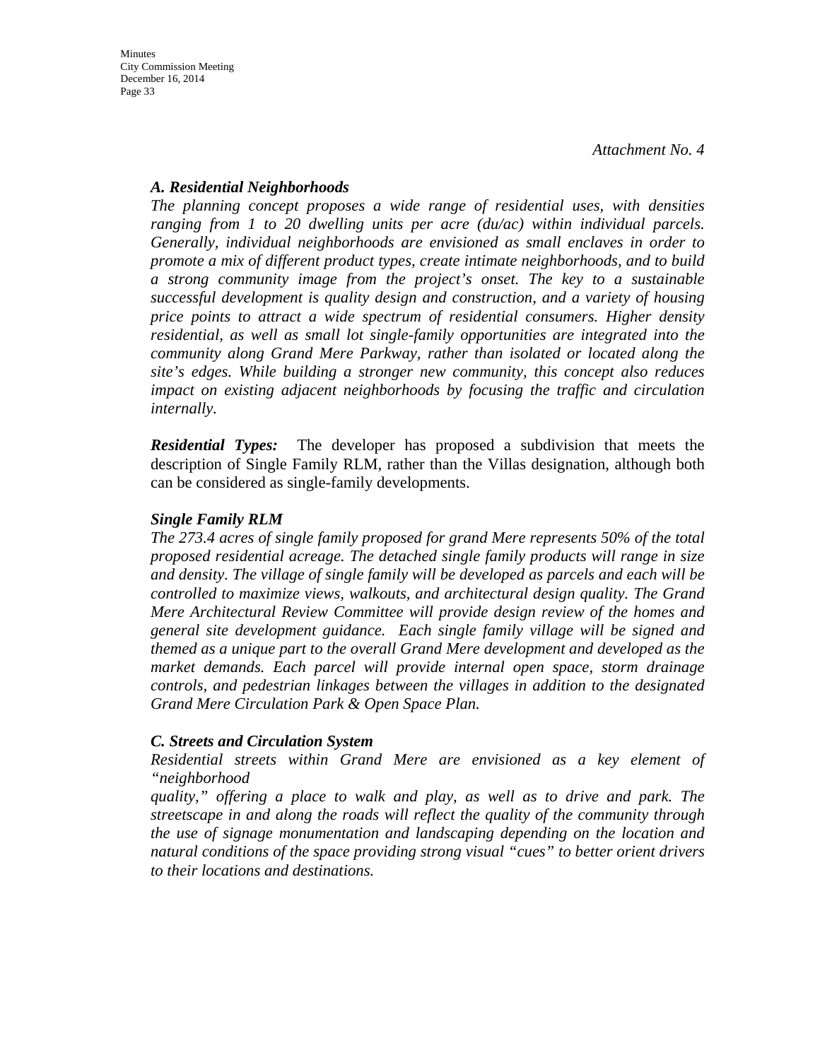*Attachment No. 4*

***A. Residential Neighborhoods***

*The planning concept proposes a wide range of residential uses, with densities ranging from 1 to 20 dwelling units per acre (du/ac) within individual parcels. Generally, individual neighborhoods are envisioned as small enclaves in order to promote a mix of different product types, create intimate neighborhoods, and to build a strong community image from the project's onset. The key to a sustainable successful development is quality design and construction, and a variety of housing price points to attract a wide spectrum of residential consumers. Higher density residential, as well as small lot single-family opportunities are integrated into the community along Grand Mere Parkway, rather than isolated or located along the site's edges. While building a stronger new community, this concept also reduces impact on existing adjacent neighborhoods by focusing the traffic and circulation internally.*

***Residential Types:*** The developer has proposed a subdivision that meets the description of Single Family RLM, rather than the Villas designation, although both can be considered as single-family developments.

***Single Family RLM***

*The 273.4 acres of single family proposed for grand Mere represents 50% of the total proposed residential acreage. The detached single family products will range in size and density. The village of single family will be developed as parcels and each will be controlled to maximize views, walkouts, and architectural design quality. The Grand Mere Architectural Review Committee will provide design review of the homes and general site development guidance. Each single family village will be signed and themed as a unique part to the overall Grand Mere development and developed as the market demands. Each parcel will provide internal open space, storm drainage controls, and pedestrian linkages between the villages in addition to the designated Grand Mere Circulation Park & Open Space Plan.*

***C. Streets and Circulation System***

*Residential streets within Grand Mere are envisioned as a key element of "neighborhood quality," offering a place to walk and play, as well as to drive and park. The streetscape in and along the roads will reflect the quality of the community through the use of signage monumentation and landscaping depending on the location and natural conditions of the space providing strong visual "cues" to better orient drivers to their locations and destinations.*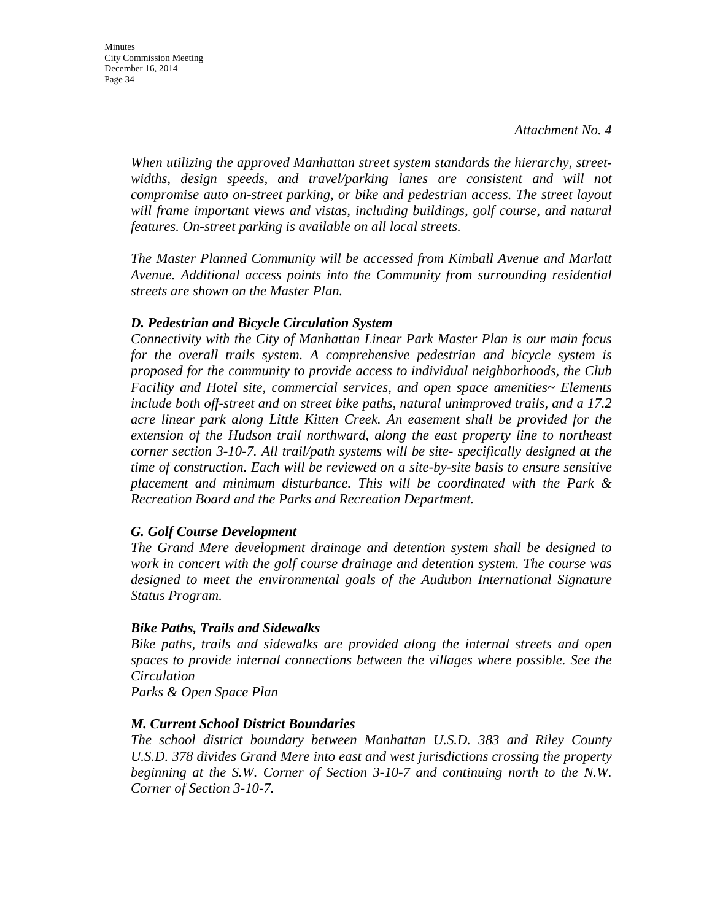*Attachment No. 4*

*When utilizing the approved Manhattan street system standards the hierarchy, street-widths, design speeds, and travel/parking lanes are consistent and will not compromise auto on-street parking, or bike and pedestrian access. The street layout will frame important views and vistas, including buildings, golf course, and natural features. On-street parking is available on all local streets.*

*The Master Planned Community will be accessed from Kimball Avenue and Marlatt Avenue. Additional access points into the Community from surrounding residential streets are shown on the Master Plan.*

***D. Pedestrian and Bicycle Circulation System***

*Connectivity with the City of Manhattan Linear Park Master Plan is our main focus for the overall trails system. A comprehensive pedestrian and bicycle system is proposed for the community to provide access to individual neighborhoods, the Club Facility and Hotel site, commercial services, and open space amenities~ Elements include both off-street and on street bike paths, natural unimproved trails, and a 17.2 acre linear park along Little Kitten Creek. An easement shall be provided for the extension of the Hudson trail northward, along the east property line to northeast corner section 3-10-7. All trail/path systems will be site- specifically designed at the time of construction. Each will be reviewed on a site-by-site basis to ensure sensitive placement and minimum disturbance. This will be coordinated with the Park & Recreation Board and the Parks and Recreation Department.*

***G. Golf Course Development***

*The Grand Mere development drainage and detention system shall be designed to work in concert with the golf course drainage and detention system. The course was designed to meet the environmental goals of the Audubon International Signature Status Program.*

***Bike Paths, Trails and Sidewalks***

*Bike paths, trails and sidewalks are provided along the internal streets and open spaces to provide internal connections between the villages where possible. See the Circulation*
*Parks & Open Space Plan*

***M. Current School District Boundaries***

*The school district boundary between Manhattan U.S.D. 383 and Riley County U.S.D. 378 divides Grand Mere into east and west jurisdictions crossing the property beginning at the S.W. Corner of Section 3-10-7 and continuing north to the N.W. Corner of Section 3-10-7.*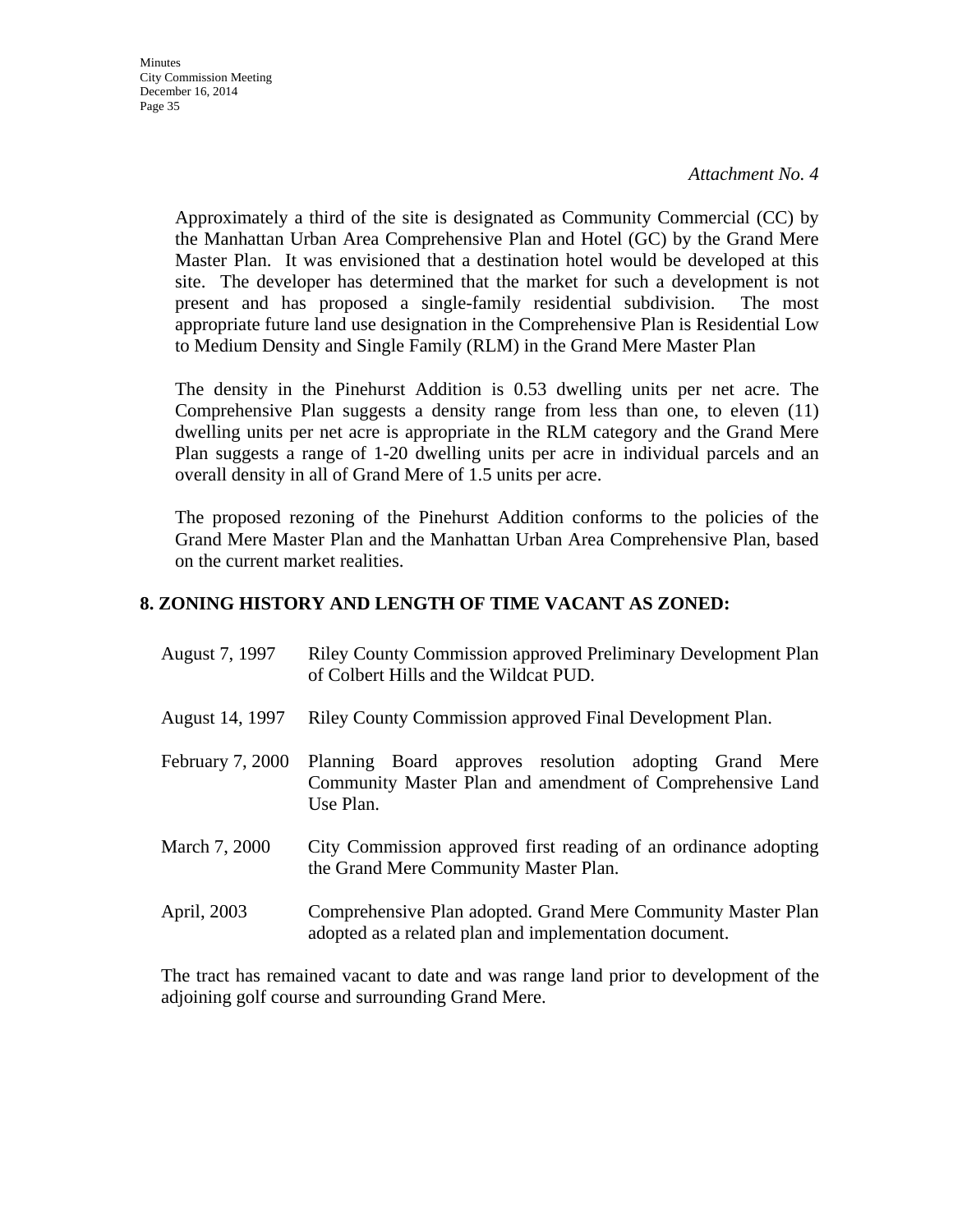*Attachment No. 4*

Approximately a third of the site is designated as Community Commercial (CC) by the Manhattan Urban Area Comprehensive Plan and Hotel (GC) by the Grand Mere Master Plan. It was envisioned that a destination hotel would be developed at this site. The developer has determined that the market for such a development is not present and has proposed a single-family residential subdivision. The most appropriate future land use designation in the Comprehensive Plan is Residential Low to Medium Density and Single Family (RLM) in the Grand Mere Master Plan

The density in the Pinehurst Addition is 0.53 dwelling units per net acre. The Comprehensive Plan suggests a density range from less than one, to eleven (11) dwelling units per net acre is appropriate in the RLM category and the Grand Mere Plan suggests a range of 1-20 dwelling units per acre in individual parcels and an overall density in all of Grand Mere of 1.5 units per acre.

The proposed rezoning of the Pinehurst Addition conforms to the policies of the Grand Mere Master Plan and the Manhattan Urban Area Comprehensive Plan, based on the current market realities.

## 8. ZONING HISTORY AND LENGTH OF TIME VACANT AS ZONED:

| | |
|---|---|
| August 7, 1997 | Riley County Commission approved Preliminary Development Plan of Colbert Hills and the Wildcat PUD. |
| August 14, 1997 | Riley County Commission approved Final Development Plan. |
| February 7, 2000 | Planning Board approves resolution adopting Grand Mere Community Master Plan and amendment of Comprehensive Land Use Plan. |
| March 7, 2000 | City Commission approved first reading of an ordinance adopting the Grand Mere Community Master Plan. |
| April, 2003 | Comprehensive Plan adopted. Grand Mere Community Master Plan adopted as a related plan and implementation document. |

The tract has remained vacant to date and was range land prior to development of the adjoining golf course and surrounding Grand Mere.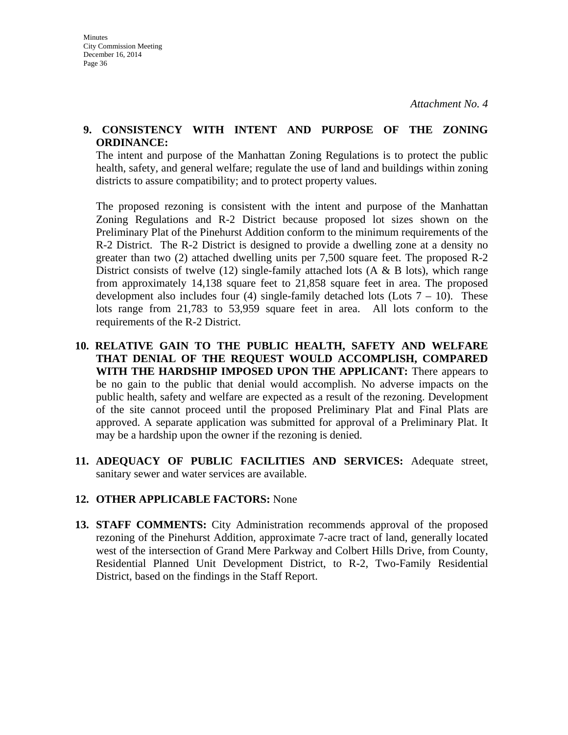*Attachment No. 4*

**9. CONSISTENCY WITH INTENT AND PURPOSE OF THE ZONING ORDINANCE:**

The intent and purpose of the Manhattan Zoning Regulations is to protect the public health, safety, and general welfare; regulate the use of land and buildings within zoning districts to assure compatibility; and to protect property values.

The proposed rezoning is consistent with the intent and purpose of the Manhattan Zoning Regulations and R-2 District because proposed lot sizes shown on the Preliminary Plat of the Pinehurst Addition conform to the minimum requirements of the R-2 District. The R-2 District is designed to provide a dwelling zone at a density no greater than two (2) attached dwelling units per 7,500 square feet. The proposed R-2 District consists of twelve (12) single-family attached lots (A & B lots), which range from approximately 14,138 square feet to 21,858 square feet in area. The proposed development also includes four (4) single-family detached lots (Lots 7 – 10). These lots range from 21,783 to 53,959 square feet in area. All lots conform to the requirements of the R-2 District.

**10. RELATIVE GAIN TO THE PUBLIC HEALTH, SAFETY AND WELFARE THAT DENIAL OF THE REQUEST WOULD ACCOMPLISH, COMPARED WITH THE HARDSHIP IMPOSED UPON THE APPLICANT:** There appears to be no gain to the public that denial would accomplish. No adverse impacts on the public health, safety and welfare are expected as a result of the rezoning. Development of the site cannot proceed until the proposed Preliminary Plat and Final Plats are approved. A separate application was submitted for approval of a Preliminary Plat. It may be a hardship upon the owner if the rezoning is denied.

**11. ADEQUACY OF PUBLIC FACILITIES AND SERVICES:** Adequate street, sanitary sewer and water services are available.

**12. OTHER APPLICABLE FACTORS:** None

**13. STAFF COMMENTS:** City Administration recommends approval of the proposed rezoning of the Pinehurst Addition, approximate 7-acre tract of land, generally located west of the intersection of Grand Mere Parkway and Colbert Hills Drive, from County, Residential Planned Unit Development District, to R-2, Two-Family Residential District, based on the findings in the Staff Report.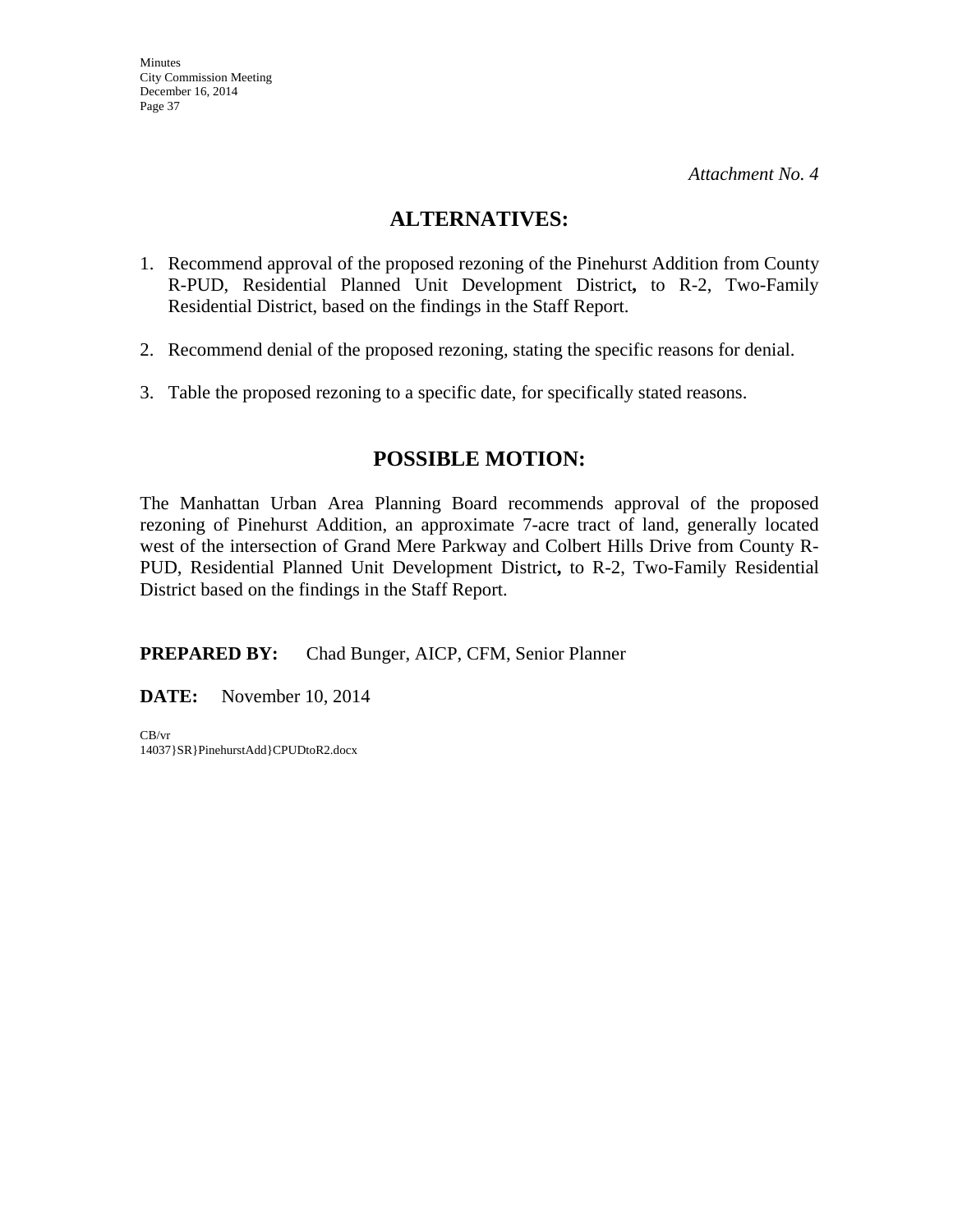*Attachment No. 4*

## ALTERNATIVES:

1. Recommend approval of the proposed rezoning of the Pinehurst Addition from County R-PUD, Residential Planned Unit Development District**,** to R-2, Two-Family Residential District, based on the findings in the Staff Report.

2. Recommend denial of the proposed rezoning, stating the specific reasons for denial.

3. Table the proposed rezoning to a specific date, for specifically stated reasons.

## POSSIBLE MOTION:

The Manhattan Urban Area Planning Board recommends approval of the proposed rezoning of Pinehurst Addition, an approximate 7-acre tract of land, generally located west of the intersection of Grand Mere Parkway and Colbert Hills Drive from County R-PUD, Residential Planned Unit Development District**,** to R-2, Two-Family Residential District based on the findings in the Staff Report.

**PREPARED BY:** Chad Bunger, AICP, CFM, Senior Planner

**DATE:** November 10, 2014

CB/vr
14037}SR}PinehurstAdd}CPUDtoR2.docx